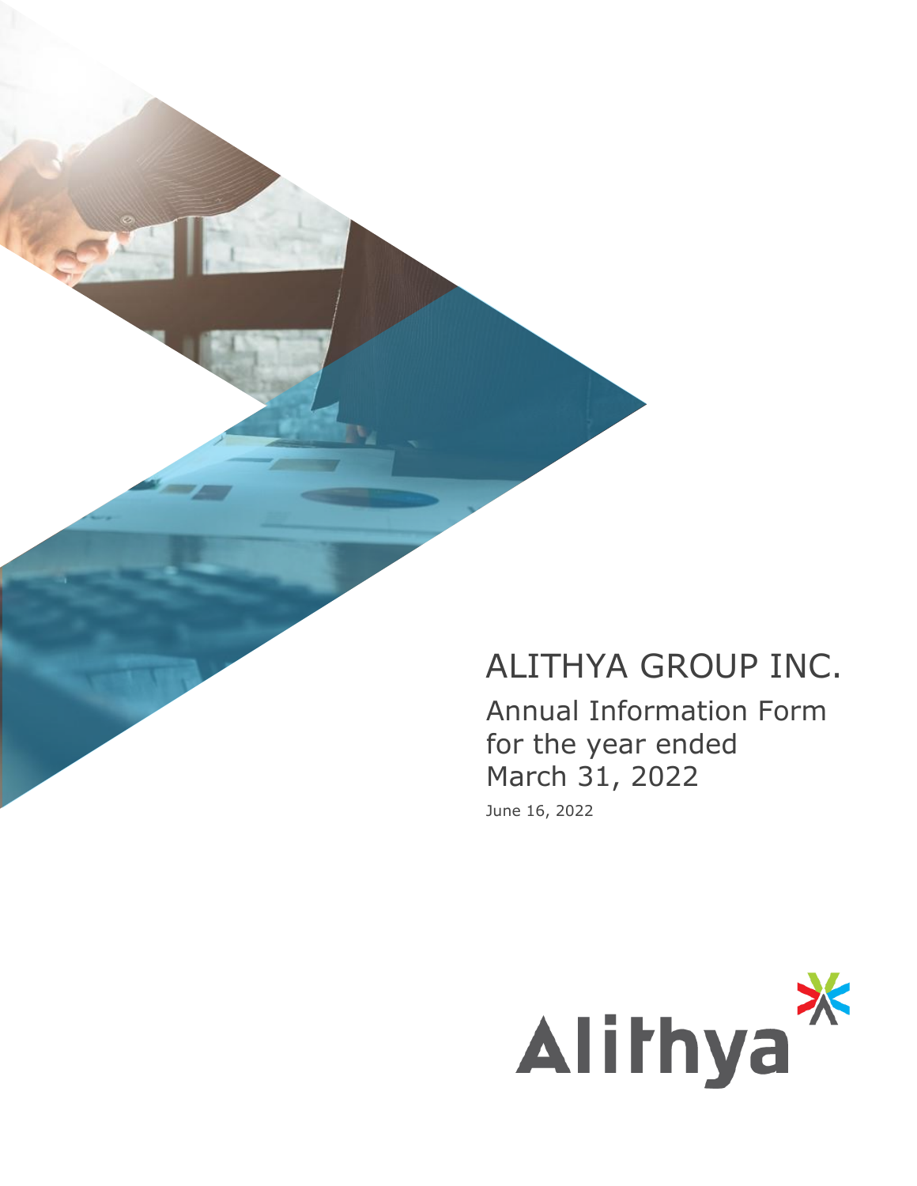# ALITHYA GROUP INC.

## Annual Information Form for the year ended March 31, 2022

June 16, 2022

Alithya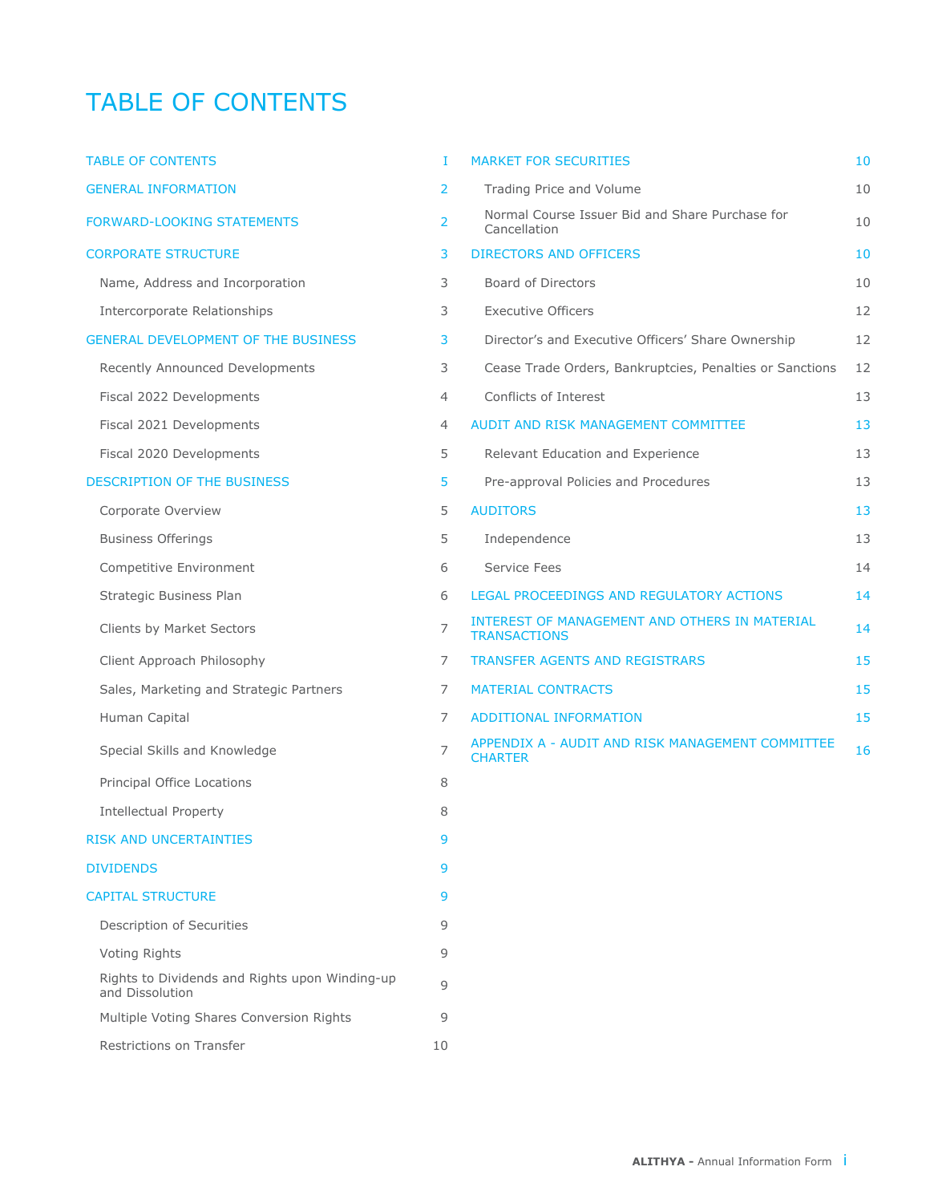# TABLE OF CONTENTS

| | |
|---|---|
| TABLE OF CONTENTS | I |
| GENERAL INFORMATION | 2 |
| FORWARD-LOOKING STATEMENTS | 2 |
| CORPORATE STRUCTURE | 3 |
| Name, Address and Incorporation | 3 |
| Intercorporate Relationships | 3 |
| GENERAL DEVELOPMENT OF THE BUSINESS | 3 |
| Recently Announced Developments | 3 |
| Fiscal 2022 Developments | 4 |
| Fiscal 2021 Developments | 4 |
| Fiscal 2020 Developments | 5 |
| DESCRIPTION OF THE BUSINESS | 5 |
| Corporate Overview | 5 |
| Business Offerings | 5 |
| Competitive Environment | 6 |
| Strategic Business Plan | 6 |
| Clients by Market Sectors | 7 |
| Client Approach Philosophy | 7 |
| Sales, Marketing and Strategic Partners | 7 |
| Human Capital | 7 |
| Special Skills and Knowledge | 7 |
| Principal Office Locations | 8 |
| Intellectual Property | 8 |
| RISK AND UNCERTAINTIES | 9 |
| DIVIDENDS | 9 |
| CAPITAL STRUCTURE | 9 |
| Description of Securities | 9 |
| Voting Rights | 9 |
| Rights to Dividends and Rights upon Winding-up and Dissolution | 9 |
| Multiple Voting Shares Conversion Rights | 9 |
| Restrictions on Transfer | 10 |
| MARKET FOR SECURITIES | 10 |
| Trading Price and Volume | 10 |
| Normal Course Issuer Bid and Share Purchase for Cancellation | 10 |
| DIRECTORS AND OFFICERS | 10 |
| Board of Directors | 10 |
| Executive Officers | 12 |
| Director's and Executive Officers' Share Ownership | 12 |
| Cease Trade Orders, Bankruptcies, Penalties or Sanctions | 12 |
| Conflicts of Interest | 13 |
| AUDIT AND RISK MANAGEMENT COMMITTEE | 13 |
| Relevant Education and Experience | 13 |
| Pre-approval Policies and Procedures | 13 |
| AUDITORS | 13 |
| Independence | 13 |
| Service Fees | 14 |
| LEGAL PROCEEDINGS AND REGULATORY ACTIONS | 14 |
| INTEREST OF MANAGEMENT AND OTHERS IN MATERIAL TRANSACTIONS | 14 |
| TRANSFER AGENTS AND REGISTRARS | 15 |
| MATERIAL CONTRACTS | 15 |
| ADDITIONAL INFORMATION | 15 |
| APPENDIX A - AUDIT AND RISK MANAGEMENT COMMITTEE CHARTER | 16 |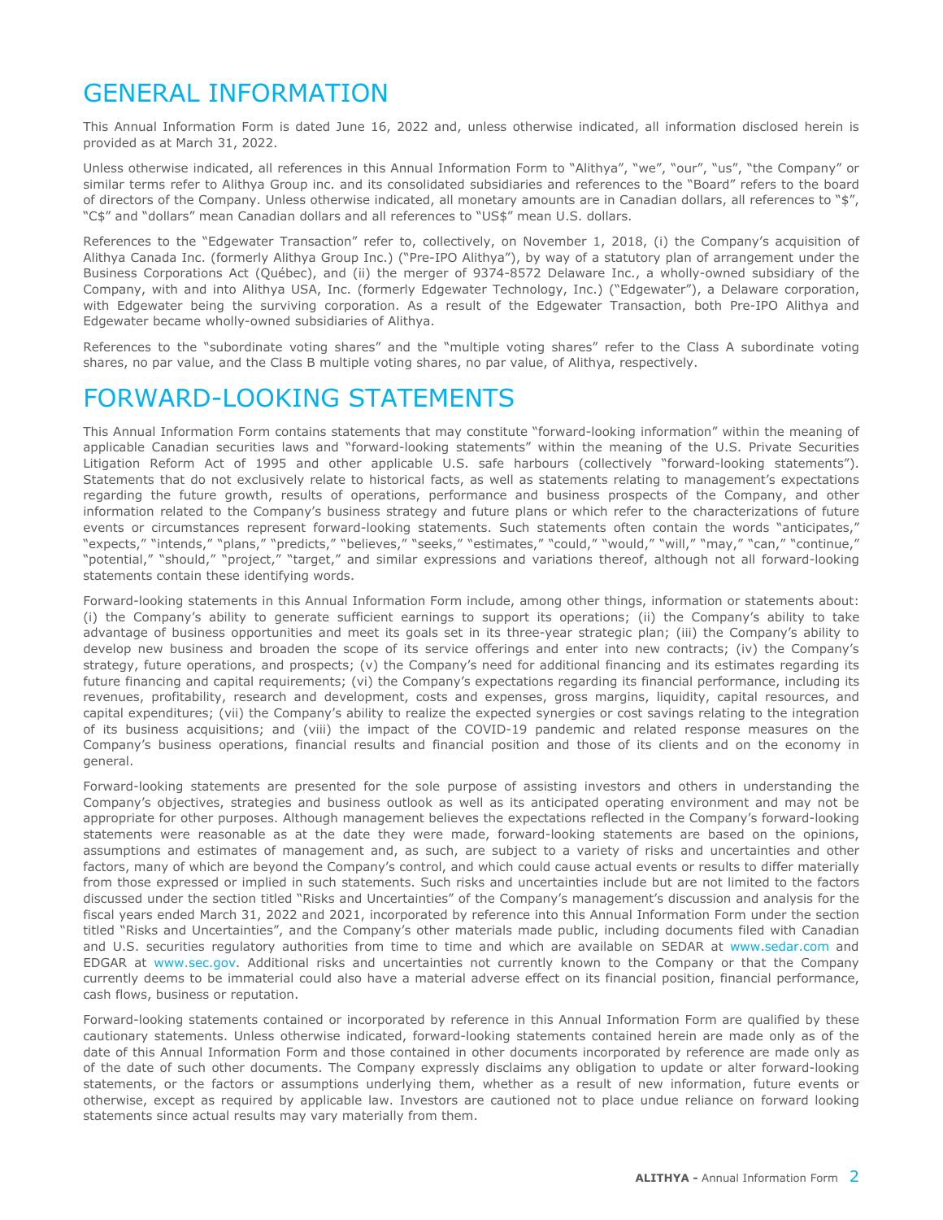# GENERAL INFORMATION

This Annual Information Form is dated June 16, 2022 and, unless otherwise indicated, all information disclosed herein is provided as at March 31, 2022.

Unless otherwise indicated, all references in this Annual Information Form to "Alithya", "we", "our", "us", "the Company" or similar terms refer to Alithya Group inc. and its consolidated subsidiaries and references to the "Board" refers to the board of directors of the Company. Unless otherwise indicated, all monetary amounts are in Canadian dollars, all references to "$", "C$" and "dollars" mean Canadian dollars and all references to "US$" mean U.S. dollars.

References to the "Edgewater Transaction" refer to, collectively, on November 1, 2018, (i) the Company's acquisition of Alithya Canada Inc. (formerly Alithya Group Inc.) ("Pre-IPO Alithya"), by way of a statutory plan of arrangement under the Business Corporations Act (Québec), and (ii) the merger of 9374-8572 Delaware Inc., a wholly-owned subsidiary of the Company, with and into Alithya USA, Inc. (formerly Edgewater Technology, Inc.) ("Edgewater"), a Delaware corporation, with Edgewater being the surviving corporation. As a result of the Edgewater Transaction, both Pre-IPO Alithya and Edgewater became wholly-owned subsidiaries of Alithya.

References to the "subordinate voting shares" and the "multiple voting shares" refer to the Class A subordinate voting shares, no par value, and the Class B multiple voting shares, no par value, of Alithya, respectively.

# FORWARD-LOOKING STATEMENTS

This Annual Information Form contains statements that may constitute "forward-looking information" within the meaning of applicable Canadian securities laws and "forward-looking statements" within the meaning of the U.S. Private Securities Litigation Reform Act of 1995 and other applicable U.S. safe harbours (collectively "forward-looking statements"). Statements that do not exclusively relate to historical facts, as well as statements relating to management's expectations regarding the future growth, results of operations, performance and business prospects of the Company, and other information related to the Company's business strategy and future plans or which refer to the characterizations of future events or circumstances represent forward-looking statements. Such statements often contain the words "anticipates," "expects," "intends," "plans," "predicts," "believes," "seeks," "estimates," "could," "would," "will," "may," "can," "continue," "potential," "should," "project," "target," and similar expressions and variations thereof, although not all forward-looking statements contain these identifying words.

Forward-looking statements in this Annual Information Form include, among other things, information or statements about: (i) the Company's ability to generate sufficient earnings to support its operations; (ii) the Company's ability to take advantage of business opportunities and meet its goals set in its three-year strategic plan; (iii) the Company's ability to develop new business and broaden the scope of its service offerings and enter into new contracts; (iv) the Company's strategy, future operations, and prospects; (v) the Company's need for additional financing and its estimates regarding its future financing and capital requirements; (vi) the Company's expectations regarding its financial performance, including its revenues, profitability, research and development, costs and expenses, gross margins, liquidity, capital resources, and capital expenditures; (vii) the Company's ability to realize the expected synergies or cost savings relating to the integration of its business acquisitions; and (viii) the impact of the COVID-19 pandemic and related response measures on the Company's business operations, financial results and financial position and those of its clients and on the economy in general.

Forward-looking statements are presented for the sole purpose of assisting investors and others in understanding the Company's objectives, strategies and business outlook as well as its anticipated operating environment and may not be appropriate for other purposes. Although management believes the expectations reflected in the Company's forward-looking statements were reasonable as at the date they were made, forward-looking statements are based on the opinions, assumptions and estimates of management and, as such, are subject to a variety of risks and uncertainties and other factors, many of which are beyond the Company's control, and which could cause actual events or results to differ materially from those expressed or implied in such statements. Such risks and uncertainties include but are not limited to the factors discussed under the section titled "Risks and Uncertainties" of the Company's management's discussion and analysis for the fiscal years ended March 31, 2022 and 2021, incorporated by reference into this Annual Information Form under the section titled "Risks and Uncertainties", and the Company's other materials made public, including documents filed with Canadian and U.S. securities regulatory authorities from time to time and which are available on SEDAR at www.sedar.com and EDGAR at www.sec.gov. Additional risks and uncertainties not currently known to the Company or that the Company currently deems to be immaterial could also have a material adverse effect on its financial position, financial performance, cash flows, business or reputation.

Forward-looking statements contained or incorporated by reference in this Annual Information Form are qualified by these cautionary statements. Unless otherwise indicated, forward-looking statements contained herein are made only as of the date of this Annual Information Form and those contained in other documents incorporated by reference are made only as of the date of such other documents. The Company expressly disclaims any obligation to update or alter forward-looking statements, or the factors or assumptions underlying them, whether as a result of new information, future events or otherwise, except as required by applicable law. Investors are cautioned not to place undue reliance on forward looking statements since actual results may vary materially from them.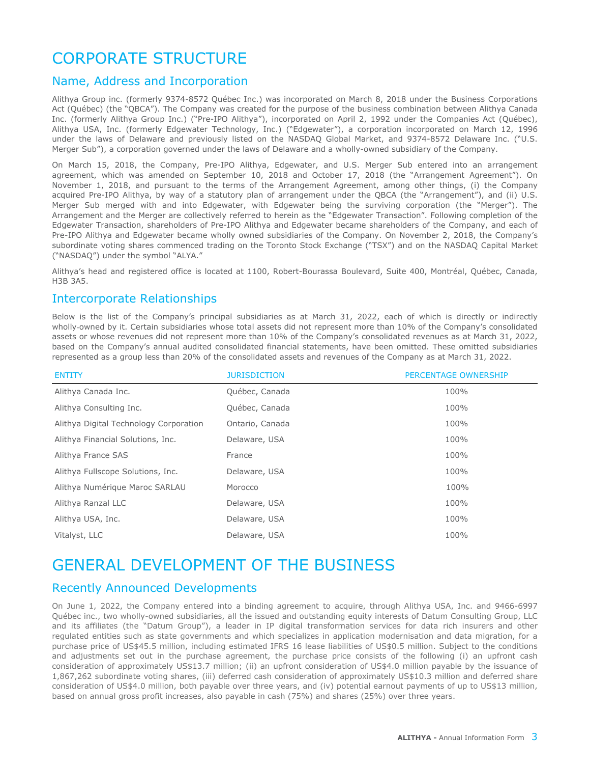# CORPORATE STRUCTURE

## Name, Address and Incorporation

Alithya Group inc. (formerly 9374-8572 Québec Inc.) was incorporated on March 8, 2018 under the Business Corporations Act (Québec) (the "QBCA"). The Company was created for the purpose of the business combination between Alithya Canada Inc. (formerly Alithya Group Inc.) ("Pre-IPO Alithya"), incorporated on April 2, 1992 under the Companies Act (Québec), Alithya USA, Inc. (formerly Edgewater Technology, Inc.) ("Edgewater"), a corporation incorporated on March 12, 1996 under the laws of Delaware and previously listed on the NASDAQ Global Market, and 9374-8572 Delaware Inc. ("U.S. Merger Sub"), a corporation governed under the laws of Delaware and a wholly-owned subsidiary of the Company.

On March 15, 2018, the Company, Pre-IPO Alithya, Edgewater, and U.S. Merger Sub entered into an arrangement agreement, which was amended on September 10, 2018 and October 17, 2018 (the "Arrangement Agreement"). On November 1, 2018, and pursuant to the terms of the Arrangement Agreement, among other things, (i) the Company acquired Pre-IPO Alithya, by way of a statutory plan of arrangement under the QBCA (the "Arrangement"), and (ii) U.S. Merger Sub merged with and into Edgewater, with Edgewater being the surviving corporation (the "Merger"). The Arrangement and the Merger are collectively referred to herein as the "Edgewater Transaction". Following completion of the Edgewater Transaction, shareholders of Pre-IPO Alithya and Edgewater became shareholders of the Company, and each of Pre-IPO Alithya and Edgewater became wholly owned subsidiaries of the Company. On November 2, 2018, the Company's subordinate voting shares commenced trading on the Toronto Stock Exchange ("TSX") and on the NASDAQ Capital Market ("NASDAQ") under the symbol "ALYA."

Alithya's head and registered office is located at 1100, Robert-Bourassa Boulevard, Suite 400, Montréal, Québec, Canada, H3B 3A5.

## Intercorporate Relationships

Below is the list of the Company's principal subsidiaries as at March 31, 2022, each of which is directly or indirectly wholly-owned by it. Certain subsidiaries whose total assets did not represent more than 10% of the Company's consolidated assets or whose revenues did not represent more than 10% of the Company's consolidated revenues as at March 31, 2022, based on the Company's annual audited consolidated financial statements, have been omitted. These omitted subsidiaries represented as a group less than 20% of the consolidated assets and revenues of the Company as at March 31, 2022.

| ENTITY | JURISDICTION | PERCENTAGE OWNERSHIP |
|---|---|---|
| Alithya Canada Inc. | Québec, Canada | 100% |
| Alithya Consulting Inc. | Québec, Canada | 100% |
| Alithya Digital Technology Corporation | Ontario, Canada | 100% |
| Alithya Financial Solutions, Inc. | Delaware, USA | 100% |
| Alithya France SAS | France | 100% |
| Alithya Fullscope Solutions, Inc. | Delaware, USA | 100% |
| Alithya Numérique Maroc SARLAU | Morocco | 100% |
| Alithya Ranzal LLC | Delaware, USA | 100% |
| Alithya USA, Inc. | Delaware, USA | 100% |
| Vitalyst, LLC | Delaware, USA | 100% |

# GENERAL DEVELOPMENT OF THE BUSINESS

## Recently Announced Developments

On June 1, 2022, the Company entered into a binding agreement to acquire, through Alithya USA, Inc. and 9466-6997 Québec inc., two wholly-owned subsidiaries, all the issued and outstanding equity interests of Datum Consulting Group, LLC and its affiliates (the "Datum Group"), a leader in IP digital transformation services for data rich insurers and other regulated entities such as state governments and which specializes in application modernisation and data migration, for a purchase price of US$45.5 million, including estimated IFRS 16 lease liabilities of US$0.5 million. Subject to the conditions and adjustments set out in the purchase agreement, the purchase price consists of the following (i) an upfront cash consideration of approximately US$13.7 million; (ii) an upfront consideration of US$4.0 million payable by the issuance of 1,867,262 subordinate voting shares, (iii) deferred cash consideration of approximately US$10.3 million and deferred share consideration of US$4.0 million, both payable over three years, and (iv) potential earnout payments of up to US$13 million, based on annual gross profit increases, also payable in cash (75%) and shares (25%) over three years.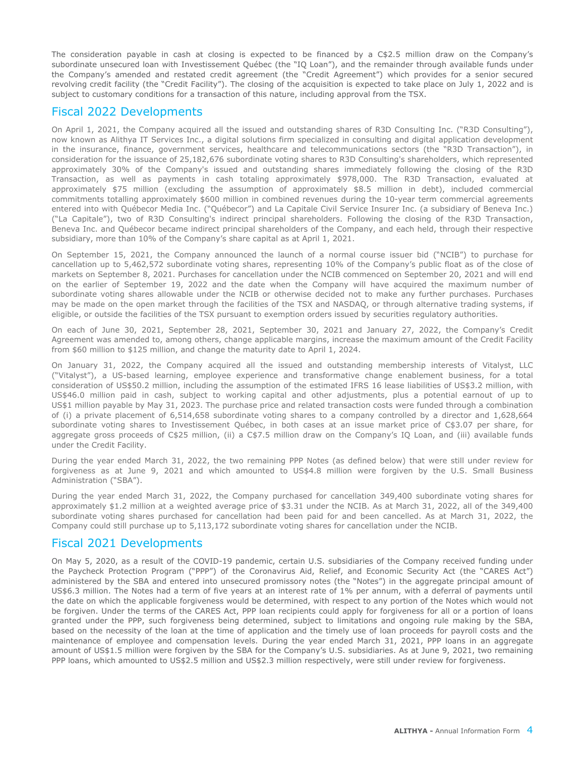The consideration payable in cash at closing is expected to be financed by a C$2.5 million draw on the Company's subordinate unsecured loan with Investissement Québec (the "IQ Loan"), and the remainder through available funds under the Company's amended and restated credit agreement (the "Credit Agreement") which provides for a senior secured revolving credit facility (the "Credit Facility"). The closing of the acquisition is expected to take place on July 1, 2022 and is subject to customary conditions for a transaction of this nature, including approval from the TSX.

## Fiscal 2022 Developments

On April 1, 2021, the Company acquired all the issued and outstanding shares of R3D Consulting Inc. ("R3D Consulting"), now known as Alithya IT Services Inc., a digital solutions firm specialized in consulting and digital application development in the insurance, finance, government services, healthcare and telecommunications sectors (the "R3D Transaction"), in consideration for the issuance of 25,182,676 subordinate voting shares to R3D Consulting's shareholders, which represented approximately 30% of the Company's issued and outstanding shares immediately following the closing of the R3D Transaction, as well as payments in cash totaling approximately $978,000. The R3D Transaction, evaluated at approximately $75 million (excluding the assumption of approximately $8.5 million in debt), included commercial commitments totalling approximately $600 million in combined revenues during the 10-year term commercial agreements entered into with Québecor Media Inc. ("Québecor") and La Capitale Civil Service Insurer Inc. (a subsidiary of Beneva Inc.) ("La Capitale"), two of R3D Consulting's indirect principal shareholders. Following the closing of the R3D Transaction, Beneva Inc. and Québecor became indirect principal shareholders of the Company, and each held, through their respective subsidiary, more than 10% of the Company's share capital as at April 1, 2021.

On September 15, 2021, the Company announced the launch of a normal course issuer bid ("NCIB") to purchase for cancellation up to 5,462,572 subordinate voting shares, representing 10% of the Company's public float as of the close of markets on September 8, 2021. Purchases for cancellation under the NCIB commenced on September 20, 2021 and will end on the earlier of September 19, 2022 and the date when the Company will have acquired the maximum number of subordinate voting shares allowable under the NCIB or otherwise decided not to make any further purchases. Purchases may be made on the open market through the facilities of the TSX and NASDAQ, or through alternative trading systems, if eligible, or outside the facilities of the TSX pursuant to exemption orders issued by securities regulatory authorities.

On each of June 30, 2021, September 28, 2021, September 30, 2021 and January 27, 2022, the Company's Credit Agreement was amended to, among others, change applicable margins, increase the maximum amount of the Credit Facility from $60 million to $125 million, and change the maturity date to April 1, 2024.

On January 31, 2022, the Company acquired all the issued and outstanding membership interests of Vitalyst, LLC ("Vitalyst"), a US-based learning, employee experience and transformative change enablement business, for a total consideration of US$50.2 million, including the assumption of the estimated IFRS 16 lease liabilities of US$3.2 million, with US$46.0 million paid in cash, subject to working capital and other adjustments, plus a potential earnout of up to US$1 million payable by May 31, 2023. The purchase price and related transaction costs were funded through a combination of (i) a private placement of 6,514,658 subordinate voting shares to a company controlled by a director and 1,628,664 subordinate voting shares to Investissement Québec, in both cases at an issue market price of C$3.07 per share, for aggregate gross proceeds of C$25 million, (ii) a C$7.5 million draw on the Company's IQ Loan, and (iii) available funds under the Credit Facility.

During the year ended March 31, 2022, the two remaining PPP Notes (as defined below) that were still under review for forgiveness as at June 9, 2021 and which amounted to US$4.8 million were forgiven by the U.S. Small Business Administration ("SBA").

During the year ended March 31, 2022, the Company purchased for cancellation 349,400 subordinate voting shares for approximately $1.2 million at a weighted average price of $3.31 under the NCIB. As at March 31, 2022, all of the 349,400 subordinate voting shares purchased for cancellation had been paid for and been cancelled. As at March 31, 2022, the Company could still purchase up to 5,113,172 subordinate voting shares for cancellation under the NCIB.

## Fiscal 2021 Developments

On May 5, 2020, as a result of the COVID-19 pandemic, certain U.S. subsidiaries of the Company received funding under the Paycheck Protection Program ("PPP") of the Coronavirus Aid, Relief, and Economic Security Act (the "CARES Act") administered by the SBA and entered into unsecured promissory notes (the "Notes") in the aggregate principal amount of US$6.3 million. The Notes had a term of five years at an interest rate of 1% per annum, with a deferral of payments until the date on which the applicable forgiveness would be determined, with respect to any portion of the Notes which would not be forgiven. Under the terms of the CARES Act, PPP loan recipients could apply for forgiveness for all or a portion of loans granted under the PPP, such forgiveness being determined, subject to limitations and ongoing rule making by the SBA, based on the necessity of the loan at the time of application and the timely use of loan proceeds for payroll costs and the maintenance of employee and compensation levels. During the year ended March 31, 2021, PPP loans in an aggregate amount of US$1.5 million were forgiven by the SBA for the Company's U.S. subsidiaries. As at June 9, 2021, two remaining PPP loans, which amounted to US$2.5 million and US$2.3 million respectively, were still under review for forgiveness.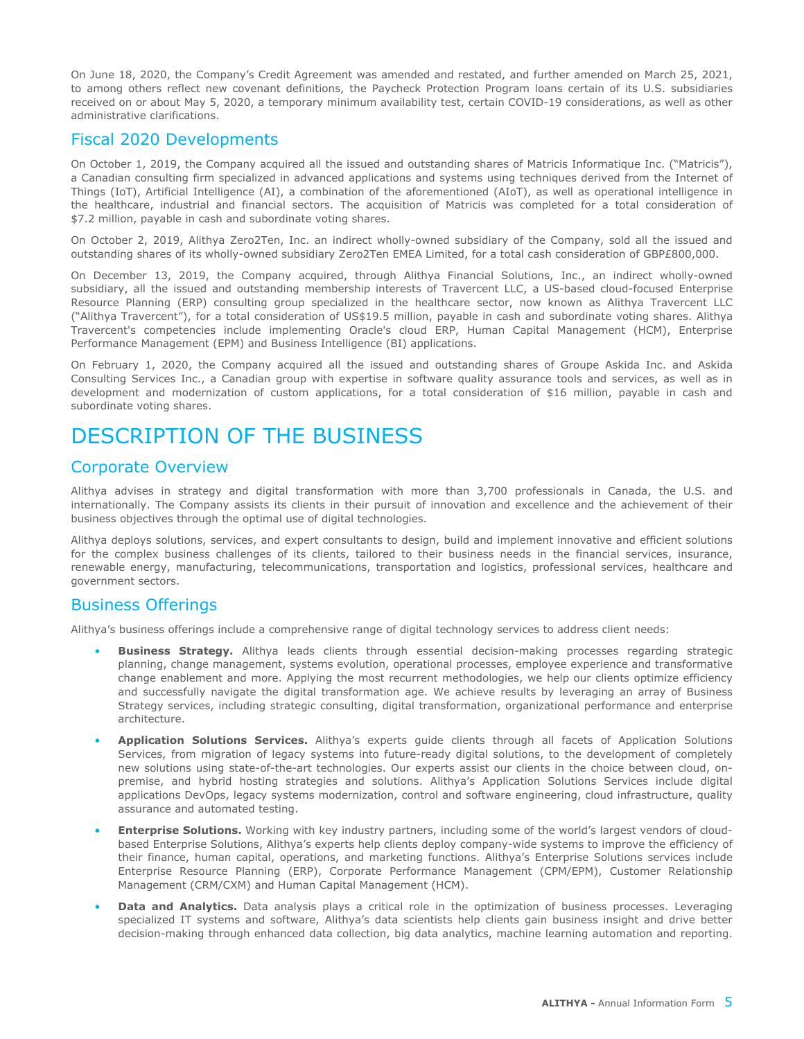On June 18, 2020, the Company's Credit Agreement was amended and restated, and further amended on March 25, 2021, to among others reflect new covenant definitions, the Paycheck Protection Program loans certain of its U.S. subsidiaries received on or about May 5, 2020, a temporary minimum availability test, certain COVID-19 considerations, as well as other administrative clarifications.

## Fiscal 2020 Developments

On October 1, 2019, the Company acquired all the issued and outstanding shares of Matricis Informatique Inc. ("Matricis"), a Canadian consulting firm specialized in advanced applications and systems using techniques derived from the Internet of Things (IoT), Artificial Intelligence (AI), a combination of the aforementioned (AIoT), as well as operational intelligence in the healthcare, industrial and financial sectors. The acquisition of Matricis was completed for a total consideration of $7.2 million, payable in cash and subordinate voting shares.

On October 2, 2019, Alithya Zero2Ten, Inc. an indirect wholly-owned subsidiary of the Company, sold all the issued and outstanding shares of its wholly-owned subsidiary Zero2Ten EMEA Limited, for a total cash consideration of GBP£800,000.

On December 13, 2019, the Company acquired, through Alithya Financial Solutions, Inc., an indirect wholly-owned subsidiary, all the issued and outstanding membership interests of Travercent LLC, a US-based cloud-focused Enterprise Resource Planning (ERP) consulting group specialized in the healthcare sector, now known as Alithya Travercent LLC ("Alithya Travercent"), for a total consideration of US$19.5 million, payable in cash and subordinate voting shares. Alithya Travercent's competencies include implementing Oracle's cloud ERP, Human Capital Management (HCM), Enterprise Performance Management (EPM) and Business Intelligence (BI) applications.

On February 1, 2020, the Company acquired all the issued and outstanding shares of Groupe Askida Inc. and Askida Consulting Services Inc., a Canadian group with expertise in software quality assurance tools and services, as well as in development and modernization of custom applications, for a total consideration of $16 million, payable in cash and subordinate voting shares.

# DESCRIPTION OF THE BUSINESS

## Corporate Overview

Alithya advises in strategy and digital transformation with more than 3,700 professionals in Canada, the U.S. and internationally. The Company assists its clients in their pursuit of innovation and excellence and the achievement of their business objectives through the optimal use of digital technologies.

Alithya deploys solutions, services, and expert consultants to design, build and implement innovative and efficient solutions for the complex business challenges of its clients, tailored to their business needs in the financial services, insurance, renewable energy, manufacturing, telecommunications, transportation and logistics, professional services, healthcare and government sectors.

## Business Offerings

Alithya's business offerings include a comprehensive range of digital technology services to address client needs:

- **Business Strategy.** Alithya leads clients through essential decision-making processes regarding strategic planning, change management, systems evolution, operational processes, employee experience and transformative change enablement and more. Applying the most recurrent methodologies, we help our clients optimize efficiency and successfully navigate the digital transformation age. We achieve results by leveraging an array of Business Strategy services, including strategic consulting, digital transformation, organizational performance and enterprise architecture.
- **Application Solutions Services.** Alithya's experts guide clients through all facets of Application Solutions Services, from migration of legacy systems into future-ready digital solutions, to the development of completely new solutions using state-of-the-art technologies. Our experts assist our clients in the choice between cloud, on-premise, and hybrid hosting strategies and solutions. Alithya's Application Solutions Services include digital applications DevOps, legacy systems modernization, control and software engineering, cloud infrastructure, quality assurance and automated testing.
- **Enterprise Solutions.** Working with key industry partners, including some of the world's largest vendors of cloud-based Enterprise Solutions, Alithya's experts help clients deploy company-wide systems to improve the efficiency of their finance, human capital, operations, and marketing functions. Alithya's Enterprise Solutions services include Enterprise Resource Planning (ERP), Corporate Performance Management (CPM/EPM), Customer Relationship Management (CRM/CXM) and Human Capital Management (HCM).
- **Data and Analytics.** Data analysis plays a critical role in the optimization of business processes. Leveraging specialized IT systems and software, Alithya's data scientists help clients gain business insight and drive better decision-making through enhanced data collection, big data analytics, machine learning automation and reporting.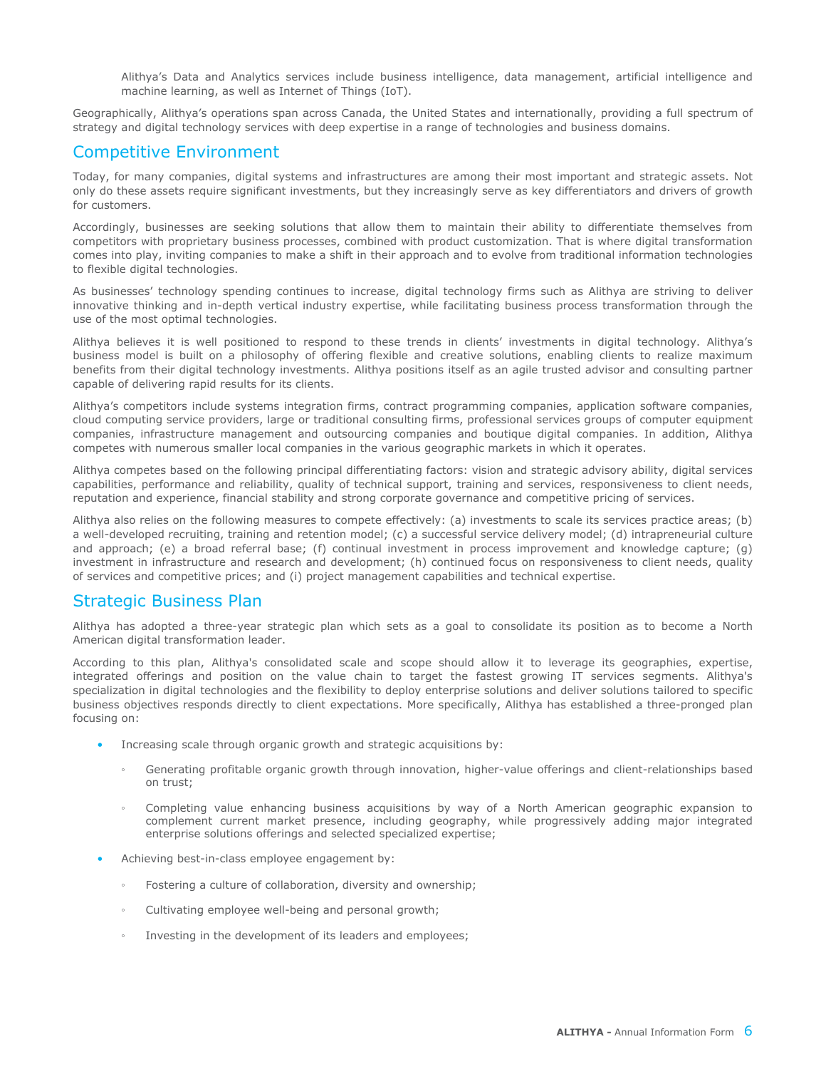Alithya's Data and Analytics services include business intelligence, data management, artificial intelligence and machine learning, as well as Internet of Things (IoT).

Geographically, Alithya's operations span across Canada, the United States and internationally, providing a full spectrum of strategy and digital technology services with deep expertise in a range of technologies and business domains.

## Competitive Environment

Today, for many companies, digital systems and infrastructures are among their most important and strategic assets. Not only do these assets require significant investments, but they increasingly serve as key differentiators and drivers of growth for customers.

Accordingly, businesses are seeking solutions that allow them to maintain their ability to differentiate themselves from competitors with proprietary business processes, combined with product customization. That is where digital transformation comes into play, inviting companies to make a shift in their approach and to evolve from traditional information technologies to flexible digital technologies.

As businesses' technology spending continues to increase, digital technology firms such as Alithya are striving to deliver innovative thinking and in-depth vertical industry expertise, while facilitating business process transformation through the use of the most optimal technologies.

Alithya believes it is well positioned to respond to these trends in clients' investments in digital technology. Alithya's business model is built on a philosophy of offering flexible and creative solutions, enabling clients to realize maximum benefits from their digital technology investments. Alithya positions itself as an agile trusted advisor and consulting partner capable of delivering rapid results for its clients.

Alithya's competitors include systems integration firms, contract programming companies, application software companies, cloud computing service providers, large or traditional consulting firms, professional services groups of computer equipment companies, infrastructure management and outsourcing companies and boutique digital companies. In addition, Alithya competes with numerous smaller local companies in the various geographic markets in which it operates.

Alithya competes based on the following principal differentiating factors: vision and strategic advisory ability, digital services capabilities, performance and reliability, quality of technical support, training and services, responsiveness to client needs, reputation and experience, financial stability and strong corporate governance and competitive pricing of services.

Alithya also relies on the following measures to compete effectively: (a) investments to scale its services practice areas; (b) a well-developed recruiting, training and retention model; (c) a successful service delivery model; (d) intrapreneurial culture and approach; (e) a broad referral base; (f) continual investment in process improvement and knowledge capture; (g) investment in infrastructure and research and development; (h) continued focus on responsiveness to client needs, quality of services and competitive prices; and (i) project management capabilities and technical expertise.

## Strategic Business Plan

Alithya has adopted a three-year strategic plan which sets as a goal to consolidate its position as to become a North American digital transformation leader.

According to this plan, Alithya's consolidated scale and scope should allow it to leverage its geographies, expertise, integrated offerings and position on the value chain to target the fastest growing IT services segments. Alithya's specialization in digital technologies and the flexibility to deploy enterprise solutions and deliver solutions tailored to specific business objectives responds directly to client expectations. More specifically, Alithya has established a three-pronged plan focusing on:

- Increasing scale through organic growth and strategic acquisitions by:
  - Generating profitable organic growth through innovation, higher-value offerings and client-relationships based on trust;
  - Completing value enhancing business acquisitions by way of a North American geographic expansion to complement current market presence, including geography, while progressively adding major integrated enterprise solutions offerings and selected specialized expertise;
- Achieving best-in-class employee engagement by:
  - Fostering a culture of collaboration, diversity and ownership;
  - Cultivating employee well-being and personal growth;
  - Investing in the development of its leaders and employees;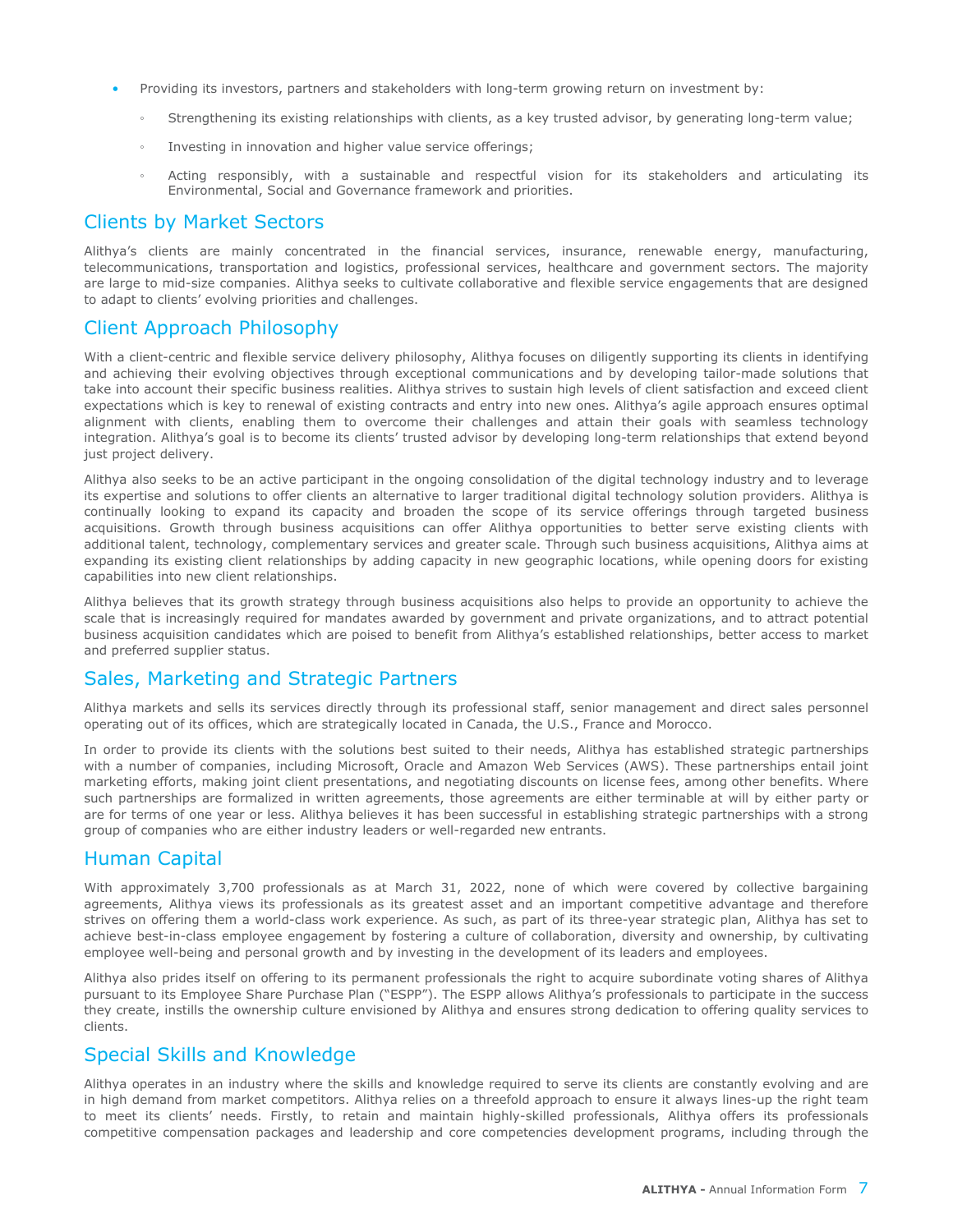- Providing its investors, partners and stakeholders with long-term growing return on investment by:
    - Strengthening its existing relationships with clients, as a key trusted advisor, by generating long-term value;
    - Investing in innovation and higher value service offerings;
    - Acting responsibly, with a sustainable and respectful vision for its stakeholders and articulating its Environmental, Social and Governance framework and priorities.

## Clients by Market Sectors

Alithya's clients are mainly concentrated in the financial services, insurance, renewable energy, manufacturing, telecommunications, transportation and logistics, professional services, healthcare and government sectors. The majority are large to mid-size companies. Alithya seeks to cultivate collaborative and flexible service engagements that are designed to adapt to clients' evolving priorities and challenges.

## Client Approach Philosophy

With a client-centric and flexible service delivery philosophy, Alithya focuses on diligently supporting its clients in identifying and achieving their evolving objectives through exceptional communications and by developing tailor-made solutions that take into account their specific business realities. Alithya strives to sustain high levels of client satisfaction and exceed client expectations which is key to renewal of existing contracts and entry into new ones. Alithya's agile approach ensures optimal alignment with clients, enabling them to overcome their challenges and attain their goals with seamless technology integration. Alithya's goal is to become its clients' trusted advisor by developing long-term relationships that extend beyond just project delivery.

Alithya also seeks to be an active participant in the ongoing consolidation of the digital technology industry and to leverage its expertise and solutions to offer clients an alternative to larger traditional digital technology solution providers. Alithya is continually looking to expand its capacity and broaden the scope of its service offerings through targeted business acquisitions. Growth through business acquisitions can offer Alithya opportunities to better serve existing clients with additional talent, technology, complementary services and greater scale. Through such business acquisitions, Alithya aims at expanding its existing client relationships by adding capacity in new geographic locations, while opening doors for existing capabilities into new client relationships.

Alithya believes that its growth strategy through business acquisitions also helps to provide an opportunity to achieve the scale that is increasingly required for mandates awarded by government and private organizations, and to attract potential business acquisition candidates which are poised to benefit from Alithya's established relationships, better access to market and preferred supplier status.

## Sales, Marketing and Strategic Partners

Alithya markets and sells its services directly through its professional staff, senior management and direct sales personnel operating out of its offices, which are strategically located in Canada, the U.S., France and Morocco.

In order to provide its clients with the solutions best suited to their needs, Alithya has established strategic partnerships with a number of companies, including Microsoft, Oracle and Amazon Web Services (AWS). These partnerships entail joint marketing efforts, making joint client presentations, and negotiating discounts on license fees, among other benefits. Where such partnerships are formalized in written agreements, those agreements are either terminable at will by either party or are for terms of one year or less. Alithya believes it has been successful in establishing strategic partnerships with a strong group of companies who are either industry leaders or well-regarded new entrants.

## Human Capital

With approximately 3,700 professionals as at March 31, 2022, none of which were covered by collective bargaining agreements, Alithya views its professionals as its greatest asset and an important competitive advantage and therefore strives on offering them a world-class work experience. As such, as part of its three-year strategic plan, Alithya has set to achieve best-in-class employee engagement by fostering a culture of collaboration, diversity and ownership, by cultivating employee well-being and personal growth and by investing in the development of its leaders and employees.

Alithya also prides itself on offering to its permanent professionals the right to acquire subordinate voting shares of Alithya pursuant to its Employee Share Purchase Plan ("ESPP"). The ESPP allows Alithya's professionals to participate in the success they create, instills the ownership culture envisioned by Alithya and ensures strong dedication to offering quality services to clients.

## Special Skills and Knowledge

Alithya operates in an industry where the skills and knowledge required to serve its clients are constantly evolving and are in high demand from market competitors. Alithya relies on a threefold approach to ensure it always lines-up the right team to meet its clients' needs. Firstly, to retain and maintain highly-skilled professionals, Alithya offers its professionals competitive compensation packages and leadership and core competencies development programs, including through the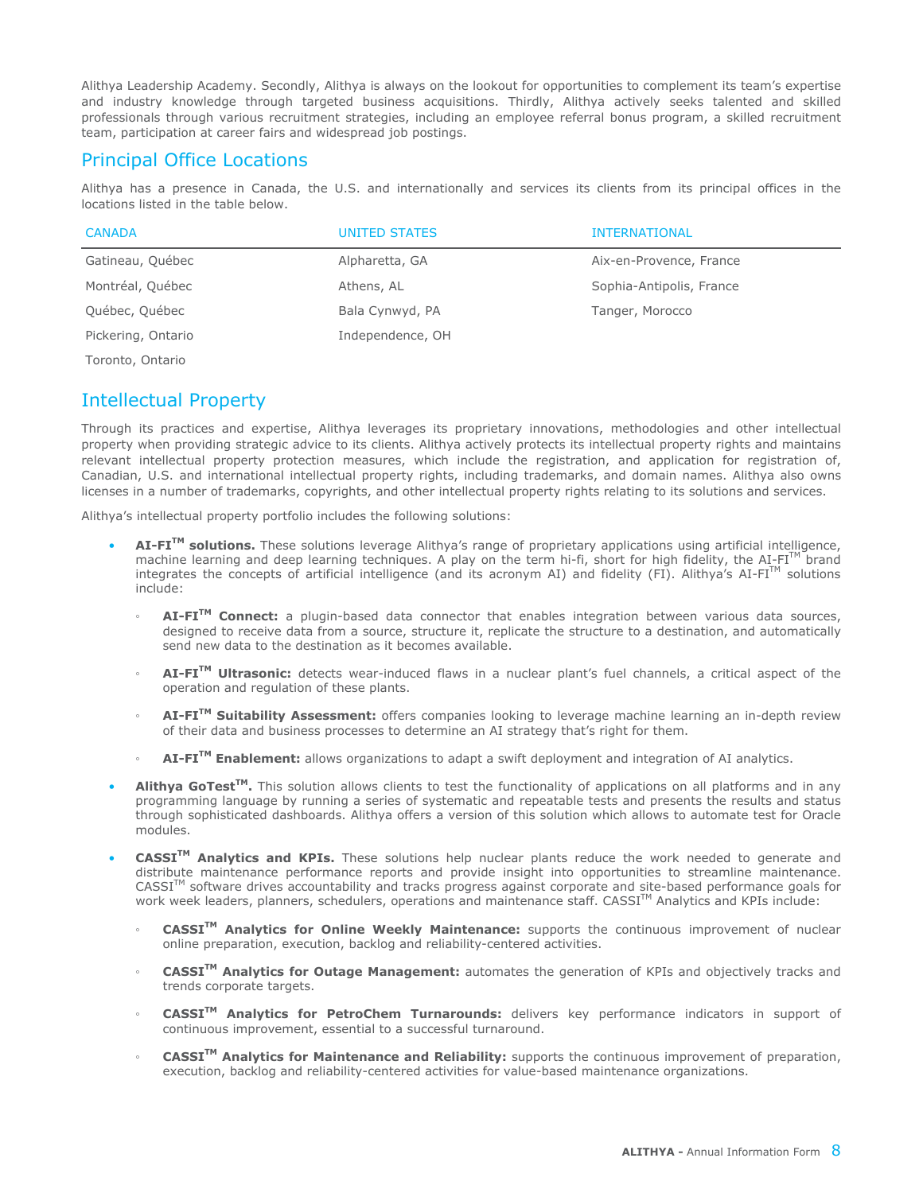Alithya Leadership Academy. Secondly, Alithya is always on the lookout for opportunities to complement its team's expertise and industry knowledge through targeted business acquisitions. Thirdly, Alithya actively seeks talented and skilled professionals through various recruitment strategies, including an employee referral bonus program, a skilled recruitment team, participation at career fairs and widespread job postings.

## Principal Office Locations

Alithya has a presence in Canada, the U.S. and internationally and services its clients from its principal offices in the locations listed in the table below.

| CANADA | UNITED STATES | INTERNATIONAL |
|---|---|---|
| Gatineau, Québec | Alpharetta, GA | Aix-en-Provence, France |
| Montréal, Québec | Athens, AL | Sophia-Antipolis, France |
| Québec, Québec | Bala Cynwyd, PA | Tanger, Morocco |
| Pickering, Ontario | Independence, OH | |
| Toronto, Ontario | | |

## Intellectual Property

Through its practices and expertise, Alithya leverages its proprietary innovations, methodologies and other intellectual property when providing strategic advice to its clients. Alithya actively protects its intellectual property rights and maintains relevant intellectual property protection measures, which include the registration, and application for registration of, Canadian, U.S. and international intellectual property rights, including trademarks, and domain names. Alithya also owns licenses in a number of trademarks, copyrights, and other intellectual property rights relating to its solutions and services.

Alithya's intellectual property portfolio includes the following solutions:

- **AI-FI™ solutions.** These solutions leverage Alithya's range of proprietary applications using artificial intelligence, machine learning and deep learning techniques. A play on the term hi-fi, short for high fidelity, the AI-FI™ brand integrates the concepts of artificial intelligence (and its acronym AI) and fidelity (FI). Alithya's AI-FI™ solutions include:
  - **AI-FI™ Connect:** a plugin-based data connector that enables integration between various data sources, designed to receive data from a source, structure it, replicate the structure to a destination, and automatically send new data to the destination as it becomes available.
  - **AI-FI™ Ultrasonic:** detects wear-induced flaws in a nuclear plant's fuel channels, a critical aspect of the operation and regulation of these plants.
  - **AI-FI™ Suitability Assessment:** offers companies looking to leverage machine learning an in-depth review of their data and business processes to determine an AI strategy that's right for them.
  - **AI-FI™ Enablement:** allows organizations to adapt a swift deployment and integration of AI analytics.
- **Alithya GoTest™.** This solution allows clients to test the functionality of applications on all platforms and in any programming language by running a series of systematic and repeatable tests and presents the results and status through sophisticated dashboards. Alithya offers a version of this solution which allows to automate test for Oracle modules.
- **CASSI™ Analytics and KPIs.** These solutions help nuclear plants reduce the work needed to generate and distribute maintenance performance reports and provide insight into opportunities to streamline maintenance. CASSI™ software drives accountability and tracks progress against corporate and site-based performance goals for work week leaders, planners, schedulers, operations and maintenance staff. CASSI™ Analytics and KPIs include:
  - **CASSI™ Analytics for Online Weekly Maintenance:** supports the continuous improvement of nuclear online preparation, execution, backlog and reliability-centered activities.
  - **CASSI™ Analytics for Outage Management:** automates the generation of KPIs and objectively tracks and trends corporate targets.
  - **CASSI™ Analytics for PetroChem Turnarounds:** delivers key performance indicators in support of continuous improvement, essential to a successful turnaround.
  - **CASSI™ Analytics for Maintenance and Reliability:** supports the continuous improvement of preparation, execution, backlog and reliability-centered activities for value-based maintenance organizations.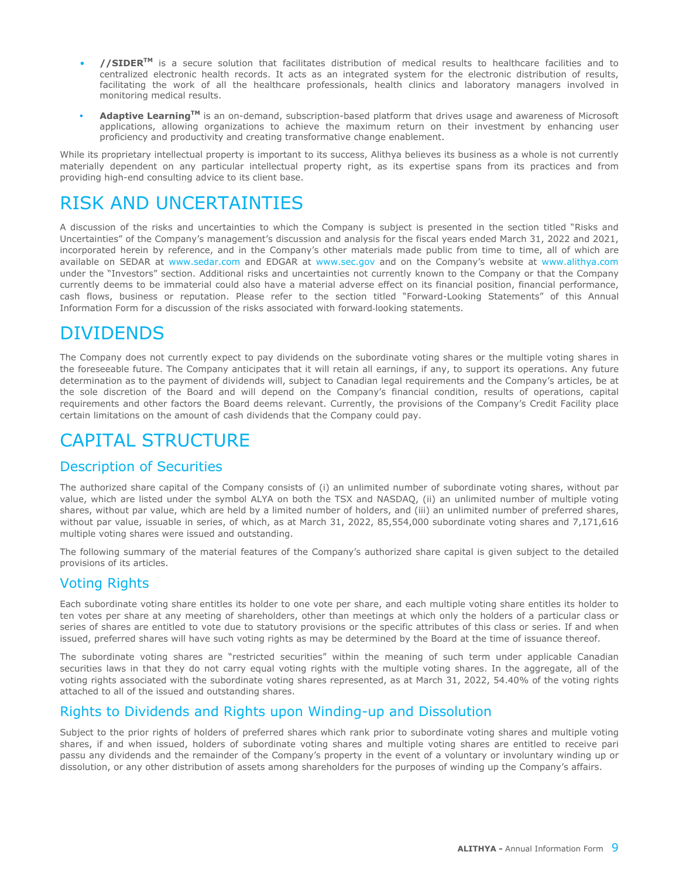- **//SIDER™** is a secure solution that facilitates distribution of medical results to healthcare facilities and to centralized electronic health records. It acts as an integrated system for the electronic distribution of results, facilitating the work of all the healthcare professionals, health clinics and laboratory managers involved in monitoring medical results.
- **Adaptive Learning™** is an on-demand, subscription-based platform that drives usage and awareness of Microsoft applications, allowing organizations to achieve the maximum return on their investment by enhancing user proficiency and productivity and creating transformative change enablement.

While its proprietary intellectual property is important to its success, Alithya believes its business as a whole is not currently materially dependent on any particular intellectual property right, as its expertise spans from its practices and from providing high-end consulting advice to its client base.

# RISK AND UNCERTAINTIES

A discussion of the risks and uncertainties to which the Company is subject is presented in the section titled "Risks and Uncertainties" of the Company's management's discussion and analysis for the fiscal years ended March 31, 2022 and 2021, incorporated herein by reference, and in the Company's other materials made public from time to time, all of which are available on SEDAR at www.sedar.com and EDGAR at www.sec.gov and on the Company's website at www.alithya.com under the "Investors" section. Additional risks and uncertainties not currently known to the Company or that the Company currently deems to be immaterial could also have a material adverse effect on its financial position, financial performance, cash flows, business or reputation. Please refer to the section titled "Forward-Looking Statements" of this Annual Information Form for a discussion of the risks associated with forward-looking statements.

# DIVIDENDS

The Company does not currently expect to pay dividends on the subordinate voting shares or the multiple voting shares in the foreseeable future. The Company anticipates that it will retain all earnings, if any, to support its operations. Any future determination as to the payment of dividends will, subject to Canadian legal requirements and the Company's articles, be at the sole discretion of the Board and will depend on the Company's financial condition, results of operations, capital requirements and other factors the Board deems relevant. Currently, the provisions of the Company's Credit Facility place certain limitations on the amount of cash dividends that the Company could pay.

# CAPITAL STRUCTURE

## Description of Securities

The authorized share capital of the Company consists of (i) an unlimited number of subordinate voting shares, without par value, which are listed under the symbol ALYA on both the TSX and NASDAQ, (ii) an unlimited number of multiple voting shares, without par value, which are held by a limited number of holders, and (iii) an unlimited number of preferred shares, without par value, issuable in series, of which, as at March 31, 2022, 85,554,000 subordinate voting shares and 7,171,616 multiple voting shares were issued and outstanding.

The following summary of the material features of the Company's authorized share capital is given subject to the detailed provisions of its articles.

## Voting Rights

Each subordinate voting share entitles its holder to one vote per share, and each multiple voting share entitles its holder to ten votes per share at any meeting of shareholders, other than meetings at which only the holders of a particular class or series of shares are entitled to vote due to statutory provisions or the specific attributes of this class or series. If and when issued, preferred shares will have such voting rights as may be determined by the Board at the time of issuance thereof.

The subordinate voting shares are "restricted securities" within the meaning of such term under applicable Canadian securities laws in that they do not carry equal voting rights with the multiple voting shares. In the aggregate, all of the voting rights associated with the subordinate voting shares represented, as at March 31, 2022, 54.40% of the voting rights attached to all of the issued and outstanding shares.

## Rights to Dividends and Rights upon Winding-up and Dissolution

Subject to the prior rights of holders of preferred shares which rank prior to subordinate voting shares and multiple voting shares, if and when issued, holders of subordinate voting shares and multiple voting shares are entitled to receive pari passu any dividends and the remainder of the Company's property in the event of a voluntary or involuntary winding up or dissolution, or any other distribution of assets among shareholders for the purposes of winding up the Company's affairs.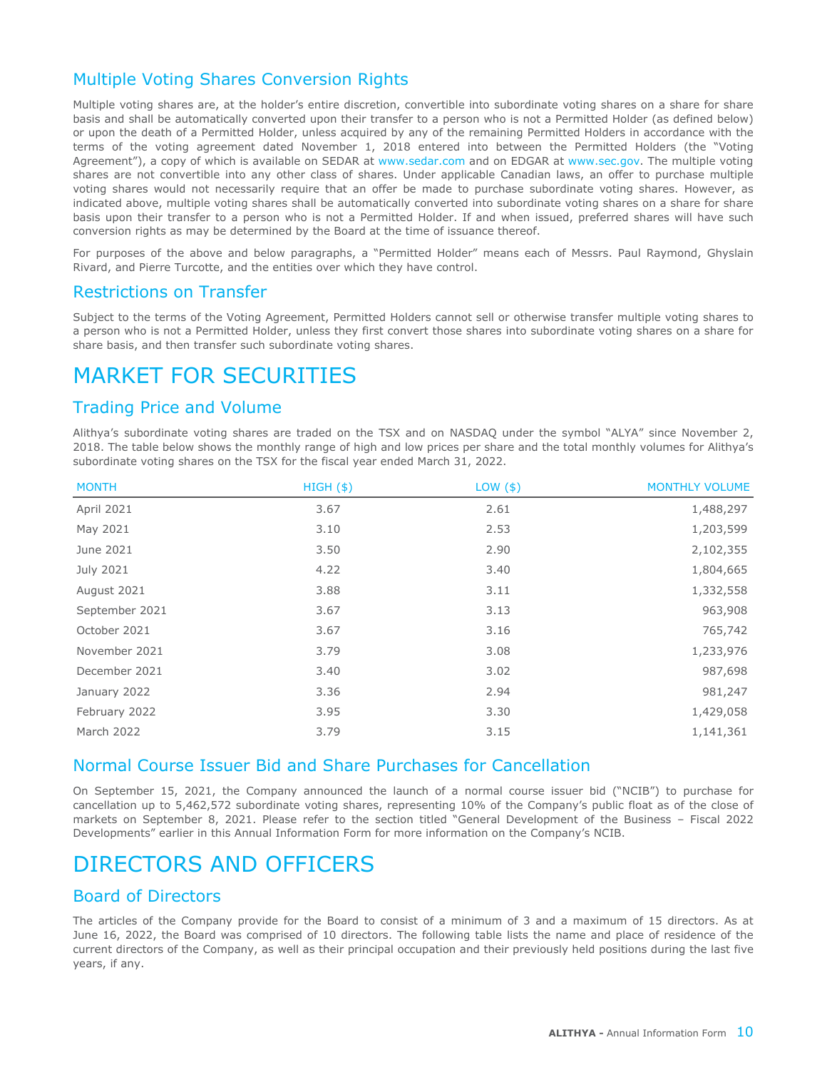## Multiple Voting Shares Conversion Rights

Multiple voting shares are, at the holder's entire discretion, convertible into subordinate voting shares on a share for share basis and shall be automatically converted upon their transfer to a person who is not a Permitted Holder (as defined below) or upon the death of a Permitted Holder, unless acquired by any of the remaining Permitted Holders in accordance with the terms of the voting agreement dated November 1, 2018 entered into between the Permitted Holders (the "Voting Agreement"), a copy of which is available on SEDAR at www.sedar.com and on EDGAR at www.sec.gov. The multiple voting shares are not convertible into any other class of shares. Under applicable Canadian laws, an offer to purchase multiple voting shares would not necessarily require that an offer be made to purchase subordinate voting shares. However, as indicated above, multiple voting shares shall be automatically converted into subordinate voting shares on a share for share basis upon their transfer to a person who is not a Permitted Holder. If and when issued, preferred shares will have such conversion rights as may be determined by the Board at the time of issuance thereof.

For purposes of the above and below paragraphs, a "Permitted Holder" means each of Messrs. Paul Raymond, Ghyslain Rivard, and Pierre Turcotte, and the entities over which they have control.

## Restrictions on Transfer

Subject to the terms of the Voting Agreement, Permitted Holders cannot sell or otherwise transfer multiple voting shares to a person who is not a Permitted Holder, unless they first convert those shares into subordinate voting shares on a share for share basis, and then transfer such subordinate voting shares.

# MARKET FOR SECURITIES

## Trading Price and Volume

Alithya's subordinate voting shares are traded on the TSX and on NASDAQ under the symbol "ALYA" since November 2, 2018. The table below shows the monthly range of high and low prices per share and the total monthly volumes for Alithya's subordinate voting shares on the TSX for the fiscal year ended March 31, 2022.

| MONTH | HIGH ($) | LOW ($) | MONTHLY VOLUME |
|---|---|---|---|
| April 2021 | 3.67 | 2.61 | 1,488,297 |
| May 2021 | 3.10 | 2.53 | 1,203,599 |
| June 2021 | 3.50 | 2.90 | 2,102,355 |
| July 2021 | 4.22 | 3.40 | 1,804,665 |
| August 2021 | 3.88 | 3.11 | 1,332,558 |
| September 2021 | 3.67 | 3.13 | 963,908 |
| October 2021 | 3.67 | 3.16 | 765,742 |
| November 2021 | 3.79 | 3.08 | 1,233,976 |
| December 2021 | 3.40 | 3.02 | 987,698 |
| January 2022 | 3.36 | 2.94 | 981,247 |
| February 2022 | 3.95 | 3.30 | 1,429,058 |
| March 2022 | 3.79 | 3.15 | 1,141,361 |

## Normal Course Issuer Bid and Share Purchases for Cancellation

On September 15, 2021, the Company announced the launch of a normal course issuer bid ("NCIB") to purchase for cancellation up to 5,462,572 subordinate voting shares, representing 10% of the Company's public float as of the close of markets on September 8, 2021. Please refer to the section titled "General Development of the Business – Fiscal 2022 Developments" earlier in this Annual Information Form for more information on the Company's NCIB.

# DIRECTORS AND OFFICERS

## Board of Directors

The articles of the Company provide for the Board to consist of a minimum of 3 and a maximum of 15 directors. As at June 16, 2022, the Board was comprised of 10 directors. The following table lists the name and place of residence of the current directors of the Company, as well as their principal occupation and their previously held positions during the last five years, if any.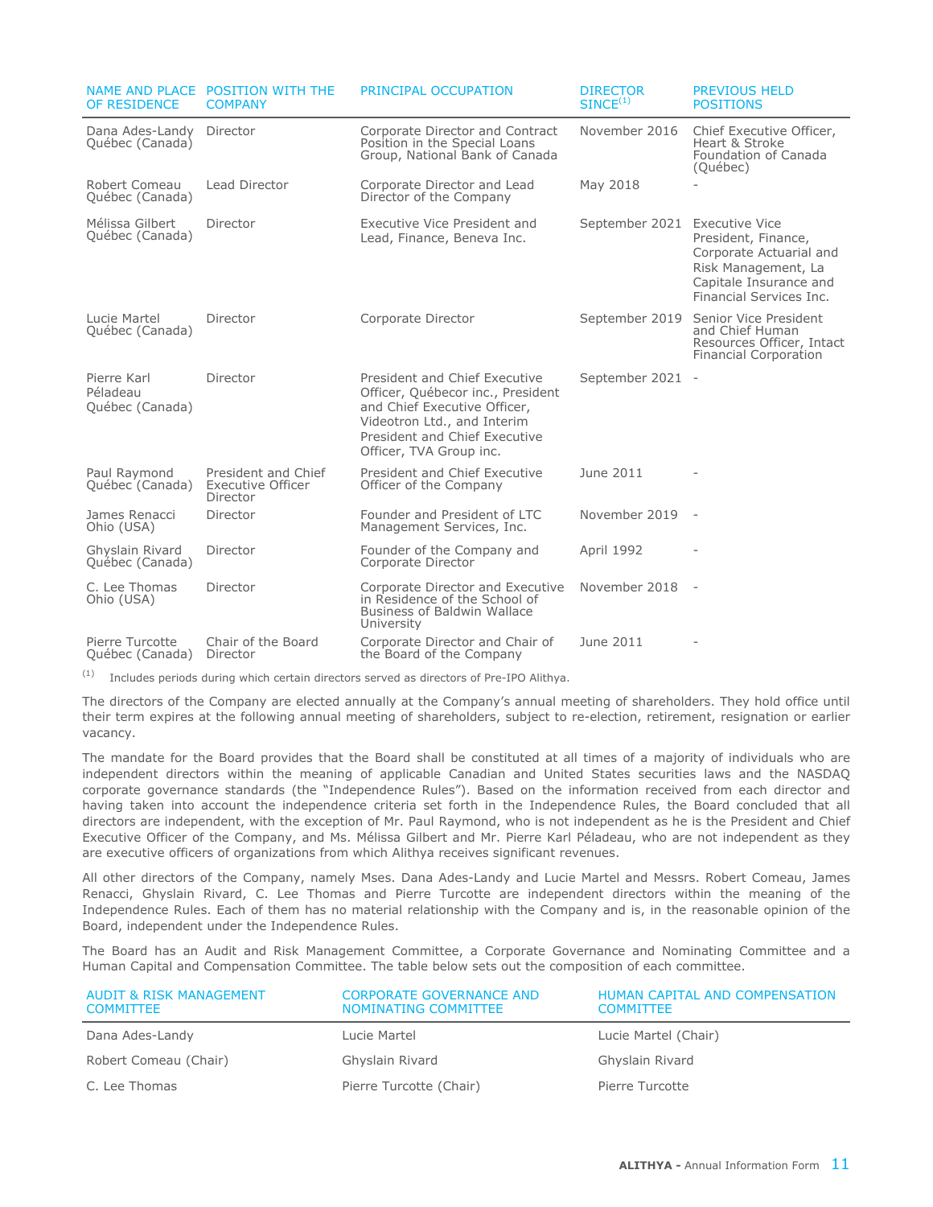| NAME AND PLACE OF RESIDENCE | POSITION WITH THE COMPANY | PRINCIPAL OCCUPATION | DIRECTOR SINCE[(1)] | PREVIOUS HELD POSITIONS |
|---|---|---|---|---|
| Dana Ades-Landy Québec (Canada) | Director | Corporate Director and Contract Position in the Special Loans Group, National Bank of Canada | November 2016 | Chief Executive Officer, Heart & Stroke Foundation of Canada (Québec) |
| Robert Comeau Québec (Canada) | Lead Director | Corporate Director and Lead Director of the Company | May 2018 | - |
| Mélissa Gilbert Québec (Canada) | Director | Executive Vice President and Lead, Finance, Beneva Inc. | September 2021 | Executive Vice President, Finance, Corporate Actuarial and Risk Management, La Capitale Insurance and Financial Services Inc. |
| Lucie Martel Québec (Canada) | Director | Corporate Director | September 2019 | Senior Vice President and Chief Human Resources Officer, Intact Financial Corporation |
| Pierre Karl Péladeau Québec (Canada) | Director | President and Chief Executive Officer, Québecor inc., President and Chief Executive Officer, Videotron Ltd., and Interim President and Chief Executive Officer, TVA Group inc. | September 2021 | - |
| Paul Raymond Québec (Canada) | President and Chief Executive Officer Director | President and Chief Executive Officer of the Company | June 2011 | - |
| James Renacci Ohio (USA) | Director | Founder and President of LTC Management Services, Inc. | November 2019 | - |
| Ghyslain Rivard Québec (Canada) | Director | Founder of the Company and Corporate Director | April 1992 | - |
| C. Lee Thomas Ohio (USA) | Director | Corporate Director and Executive in Residence of the School of Business of Baldwin Wallace University | November 2018 | - |
| Pierre Turcotte Québec (Canada) | Chair of the Board Director | Corporate Director and Chair of the Board of the Company | June 2011 | - |

(1) Includes periods during which certain directors served as directors of Pre-IPO Alithya.

The directors of the Company are elected annually at the Company's annual meeting of shareholders. They hold office until their term expires at the following annual meeting of shareholders, subject to re-election, retirement, resignation or earlier vacancy.

The mandate for the Board provides that the Board shall be constituted at all times of a majority of individuals who are independent directors within the meaning of applicable Canadian and United States securities laws and the NASDAQ corporate governance standards (the "Independence Rules"). Based on the information received from each director and having taken into account the independence criteria set forth in the Independence Rules, the Board concluded that all directors are independent, with the exception of Mr. Paul Raymond, who is not independent as he is the President and Chief Executive Officer of the Company, and Ms. Mélissa Gilbert and Mr. Pierre Karl Péladeau, who are not independent as they are executive officers of organizations from which Alithya receives significant revenues.

All other directors of the Company, namely Mses. Dana Ades-Landy and Lucie Martel and Messrs. Robert Comeau, James Renacci, Ghyslain Rivard, C. Lee Thomas and Pierre Turcotte are independent directors within the meaning of the Independence Rules. Each of them has no material relationship with the Company and is, in the reasonable opinion of the Board, independent under the Independence Rules.

The Board has an Audit and Risk Management Committee, a Corporate Governance and Nominating Committee and a Human Capital and Compensation Committee. The table below sets out the composition of each committee.

| AUDIT & RISK MANAGEMENT COMMITTEE | CORPORATE GOVERNANCE AND NOMINATING COMMITTEE | HUMAN CAPITAL AND COMPENSATION COMMITTEE |
|---|---|---|
| Dana Ades-Landy | Lucie Martel | Lucie Martel (Chair) |
| Robert Comeau (Chair) | Ghyslain Rivard | Ghyslain Rivard |
| C. Lee Thomas | Pierre Turcotte (Chair) | Pierre Turcotte |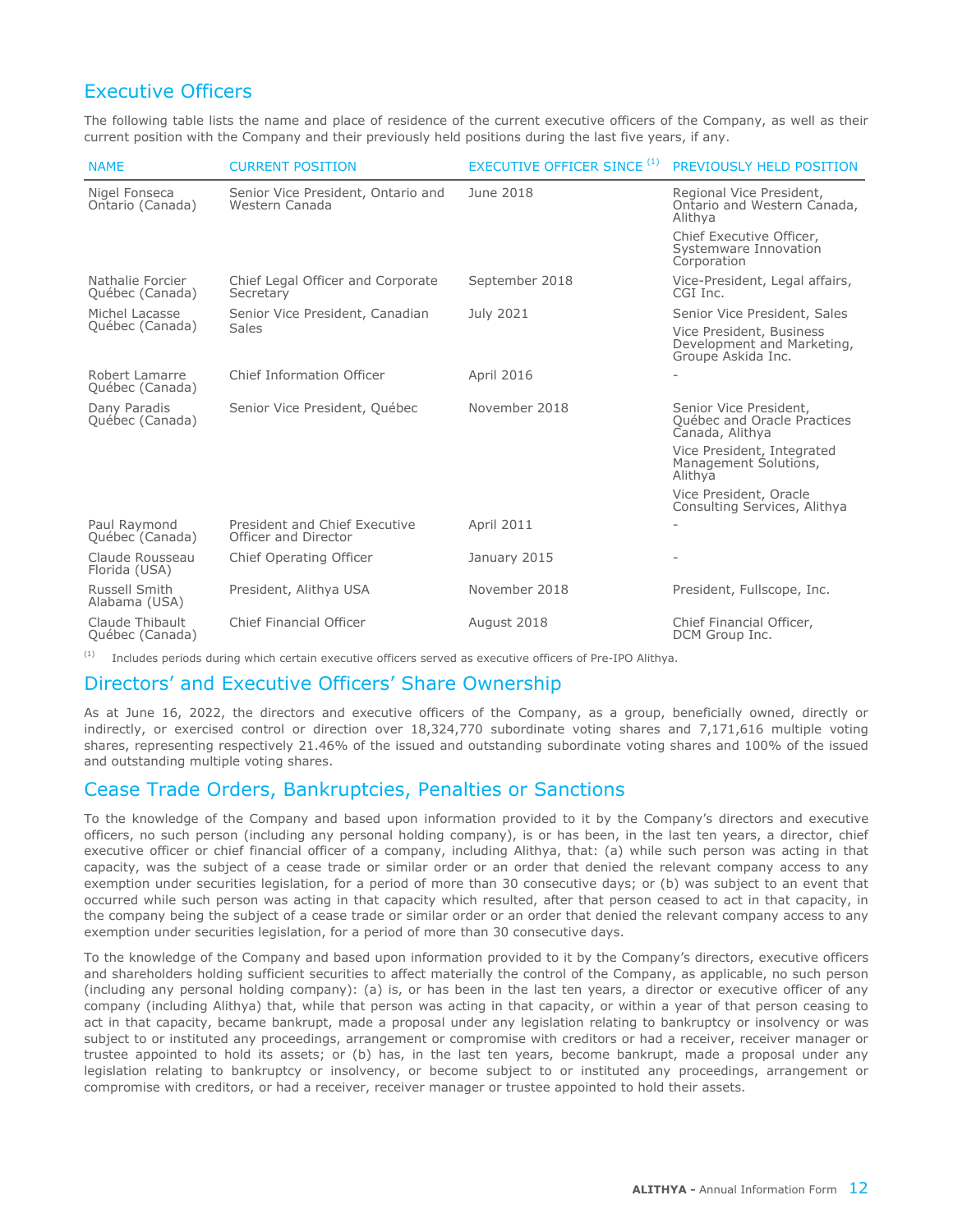## Executive Officers

The following table lists the name and place of residence of the current executive officers of the Company, as well as their current position with the Company and their previously held positions during the last five years, if any.

| NAME | CURRENT POSITION | EXECUTIVE OFFICER SINCE [(1)] | PREVIOUSLY HELD POSITION |
|---|---|---|---|
| Nigel Fonseca<br>Ontario (Canada) | Senior Vice President, Ontario and Western Canada | June 2018 | Regional Vice President, Ontario and Western Canada, Alithya<br><br>Chief Executive Officer, Systemware Innovation Corporation |
| Nathalie Forcier<br>Québec (Canada) | Chief Legal Officer and Corporate Secretary | September 2018 | Vice-President, Legal affairs, CGI Inc. |
| Michel Lacasse<br>Québec (Canada) | Senior Vice President, Canadian Sales | July 2021 | Senior Vice President, Sales<br><br>Vice President, Business Development and Marketing, Groupe Askida Inc. |
| Robert Lamarre<br>Québec (Canada) | Chief Information Officer | April 2016 | - |
| Dany Paradis<br>Québec (Canada) | Senior Vice President, Québec | November 2018 | Senior Vice President, Québec and Oracle Practices Canada, Alithya<br><br>Vice President, Integrated Management Solutions, Alithya<br><br>Vice President, Oracle Consulting Services, Alithya |
| Paul Raymond<br>Québec (Canada) | President and Chief Executive Officer and Director | April 2011 | - |
| Claude Rousseau<br>Florida (USA) | Chief Operating Officer | January 2015 | - |
| Russell Smith<br>Alabama (USA) | President, Alithya USA | November 2018 | President, Fullscope, Inc. |
| Claude Thibault<br>Québec (Canada) | Chief Financial Officer | August 2018 | Chief Financial Officer, DCM Group Inc. |

(1) Includes periods during which certain executive officers served as executive officers of Pre-IPO Alithya.

## Directors' and Executive Officers' Share Ownership

As at June 16, 2022, the directors and executive officers of the Company, as a group, beneficially owned, directly or indirectly, or exercised control or direction over 18,324,770 subordinate voting shares and 7,171,616 multiple voting shares, representing respectively 21.46% of the issued and outstanding subordinate voting shares and 100% of the issued and outstanding multiple voting shares.

## Cease Trade Orders, Bankruptcies, Penalties or Sanctions

To the knowledge of the Company and based upon information provided to it by the Company's directors and executive officers, no such person (including any personal holding company), is or has been, in the last ten years, a director, chief executive officer or chief financial officer of a company, including Alithya, that: (a) while such person was acting in that capacity, was the subject of a cease trade or similar order or an order that denied the relevant company access to any exemption under securities legislation, for a period of more than 30 consecutive days; or (b) was subject to an event that occurred while such person was acting in that capacity which resulted, after that person ceased to act in that capacity, in the company being the subject of a cease trade or similar order or an order that denied the relevant company access to any exemption under securities legislation, for a period of more than 30 consecutive days.

To the knowledge of the Company and based upon information provided to it by the Company's directors, executive officers and shareholders holding sufficient securities to affect materially the control of the Company, as applicable, no such person (including any personal holding company): (a) is, or has been in the last ten years, a director or executive officer of any company (including Alithya) that, while that person was acting in that capacity, or within a year of that person ceasing to act in that capacity, became bankrupt, made a proposal under any legislation relating to bankruptcy or insolvency or was subject to or instituted any proceedings, arrangement or compromise with creditors or had a receiver, receiver manager or trustee appointed to hold its assets; or (b) has, in the last ten years, become bankrupt, made a proposal under any legislation relating to bankruptcy or insolvency, or become subject to or instituted any proceedings, arrangement or compromise with creditors, or had a receiver, receiver manager or trustee appointed to hold their assets.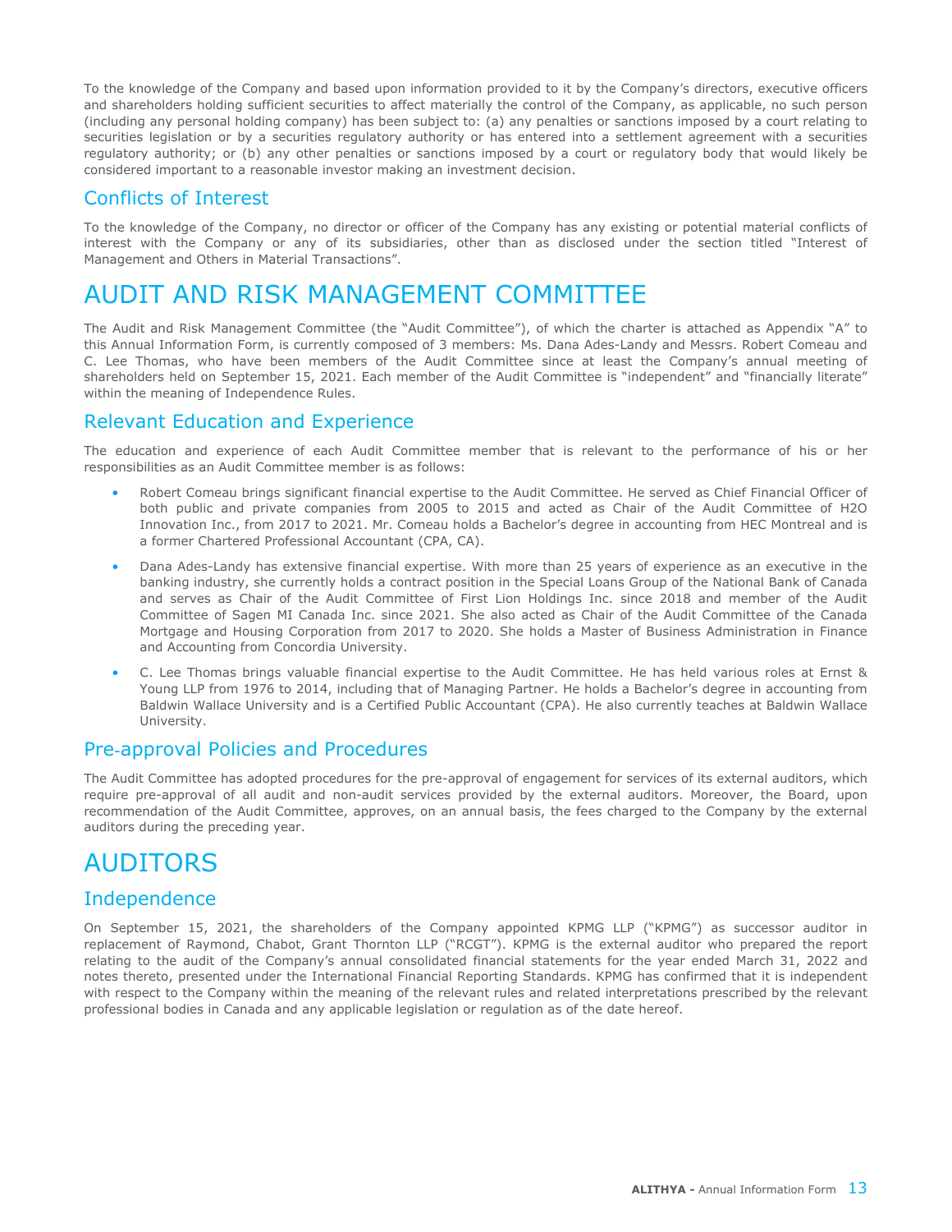To the knowledge of the Company and based upon information provided to it by the Company's directors, executive officers and shareholders holding sufficient securities to affect materially the control of the Company, as applicable, no such person (including any personal holding company) has been subject to: (a) any penalties or sanctions imposed by a court relating to securities legislation or by a securities regulatory authority or has entered into a settlement agreement with a securities regulatory authority; or (b) any other penalties or sanctions imposed by a court or regulatory body that would likely be considered important to a reasonable investor making an investment decision.

## Conflicts of Interest

To the knowledge of the Company, no director or officer of the Company has any existing or potential material conflicts of interest with the Company or any of its subsidiaries, other than as disclosed under the section titled "Interest of Management and Others in Material Transactions".

# AUDIT AND RISK MANAGEMENT COMMITTEE

The Audit and Risk Management Committee (the "Audit Committee"), of which the charter is attached as Appendix "A" to this Annual Information Form, is currently composed of 3 members: Ms. Dana Ades-Landy and Messrs. Robert Comeau and C. Lee Thomas, who have been members of the Audit Committee since at least the Company's annual meeting of shareholders held on September 15, 2021. Each member of the Audit Committee is "independent" and "financially literate" within the meaning of Independence Rules.

## Relevant Education and Experience

The education and experience of each Audit Committee member that is relevant to the performance of his or her responsibilities as an Audit Committee member is as follows:

- Robert Comeau brings significant financial expertise to the Audit Committee. He served as Chief Financial Officer of both public and private companies from 2005 to 2015 and acted as Chair of the Audit Committee of H2O Innovation Inc., from 2017 to 2021. Mr. Comeau holds a Bachelor's degree in accounting from HEC Montreal and is a former Chartered Professional Accountant (CPA, CA).
- Dana Ades-Landy has extensive financial expertise. With more than 25 years of experience as an executive in the banking industry, she currently holds a contract position in the Special Loans Group of the National Bank of Canada and serves as Chair of the Audit Committee of First Lion Holdings Inc. since 2018 and member of the Audit Committee of Sagen MI Canada Inc. since 2021. She also acted as Chair of the Audit Committee of the Canada Mortgage and Housing Corporation from 2017 to 2020. She holds a Master of Business Administration in Finance and Accounting from Concordia University.
- C. Lee Thomas brings valuable financial expertise to the Audit Committee. He has held various roles at Ernst & Young LLP from 1976 to 2014, including that of Managing Partner. He holds a Bachelor's degree in accounting from Baldwin Wallace University and is a Certified Public Accountant (CPA). He also currently teaches at Baldwin Wallace University.

## Pre-approval Policies and Procedures

The Audit Committee has adopted procedures for the pre-approval of engagement for services of its external auditors, which require pre-approval of all audit and non-audit services provided by the external auditors. Moreover, the Board, upon recommendation of the Audit Committee, approves, on an annual basis, the fees charged to the Company by the external auditors during the preceding year.

# AUDITORS

## Independence

On September 15, 2021, the shareholders of the Company appointed KPMG LLP ("KPMG") as successor auditor in replacement of Raymond, Chabot, Grant Thornton LLP ("RCGT"). KPMG is the external auditor who prepared the report relating to the audit of the Company's annual consolidated financial statements for the year ended March 31, 2022 and notes thereto, presented under the International Financial Reporting Standards. KPMG has confirmed that it is independent with respect to the Company within the meaning of the relevant rules and related interpretations prescribed by the relevant professional bodies in Canada and any applicable legislation or regulation as of the date hereof.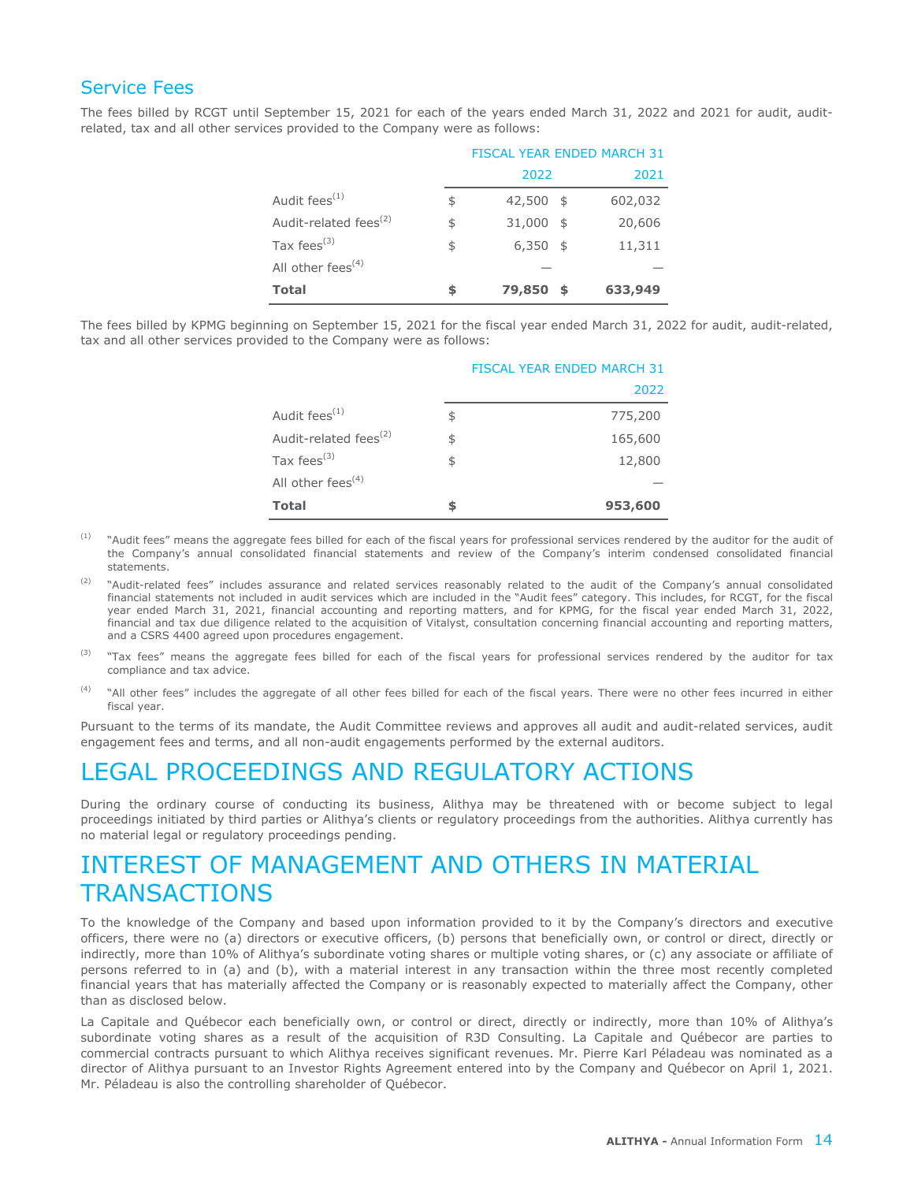## Service Fees

The fees billed by RCGT until September 15, 2021 for each of the years ended March 31, 2022 and 2021 for audit, audit-related, tax and all other services provided to the Company were as follows:

| | FISCAL YEAR ENDED MARCH 31 | |
|---|---|---|
| | 2022 | 2021 |
| Audit fees[1] | $ 42,500 | $ 602,032 |
| Audit-related fees[2] | $ 31,000 | $ 20,606 |
| Tax fees[3] | $ 6,350 | $ 11,311 |
| All other fees[4] | — | — |
| **Total** | **$ 79,850** | **$ 633,949** |

The fees billed by KPMG beginning on September 15, 2021 for the fiscal year ended March 31, 2022 for audit, audit-related, tax and all other services provided to the Company were as follows:

| | FISCAL YEAR ENDED MARCH 31 |
|---|---|
| | 2022 |
| Audit fees[1] | $ 775,200 |
| Audit-related fees[2] | $ 165,600 |
| Tax fees[3] | $ 12,800 |
| All other fees[4] | — |
| **Total** | **$ 953,600** |

(1) "Audit fees" means the aggregate fees billed for each of the fiscal years for professional services rendered by the auditor for the audit of the Company's annual consolidated financial statements and review of the Company's interim condensed consolidated financial statements.

(2) "Audit-related fees" includes assurance and related services reasonably related to the audit of the Company's annual consolidated financial statements not included in audit services which are included in the "Audit fees" category. This includes, for RCGT, for the fiscal year ended March 31, 2021, financial accounting and reporting matters, and for KPMG, for the fiscal year ended March 31, 2022, financial and tax due diligence related to the acquisition of Vitalyst, consultation concerning financial accounting and reporting matters, and a CSRS 4400 agreed upon procedures engagement.

(3) "Tax fees" means the aggregate fees billed for each of the fiscal years for professional services rendered by the auditor for tax compliance and tax advice.

(4) "All other fees" includes the aggregate of all other fees billed for each of the fiscal years. There were no other fees incurred in either fiscal year.

Pursuant to the terms of its mandate, the Audit Committee reviews and approves all audit and audit-related services, audit engagement fees and terms, and all non-audit engagements performed by the external auditors.

# LEGAL PROCEEDINGS AND REGULATORY ACTIONS

During the ordinary course of conducting its business, Alithya may be threatened with or become subject to legal proceedings initiated by third parties or Alithya's clients or regulatory proceedings from the authorities. Alithya currently has no material legal or regulatory proceedings pending.

# INTEREST OF MANAGEMENT AND OTHERS IN MATERIAL TRANSACTIONS

To the knowledge of the Company and based upon information provided to it by the Company's directors and executive officers, there were no (a) directors or executive officers, (b) persons that beneficially own, or control or direct, directly or indirectly, more than 10% of Alithya's subordinate voting shares or multiple voting shares, or (c) any associate or affiliate of persons referred to in (a) and (b), with a material interest in any transaction within the three most recently completed financial years that has materially affected the Company or is reasonably expected to materially affect the Company, other than as disclosed below.

La Capitale and Québecor each beneficially own, or control or direct, directly or indirectly, more than 10% of Alithya's subordinate voting shares as a result of the acquisition of R3D Consulting. La Capitale and Québecor are parties to commercial contracts pursuant to which Alithya receives significant revenues. Mr. Pierre Karl Péladeau was nominated as a director of Alithya pursuant to an Investor Rights Agreement entered into by the Company and Québecor on April 1, 2021. Mr. Péladeau is also the controlling shareholder of Québecor.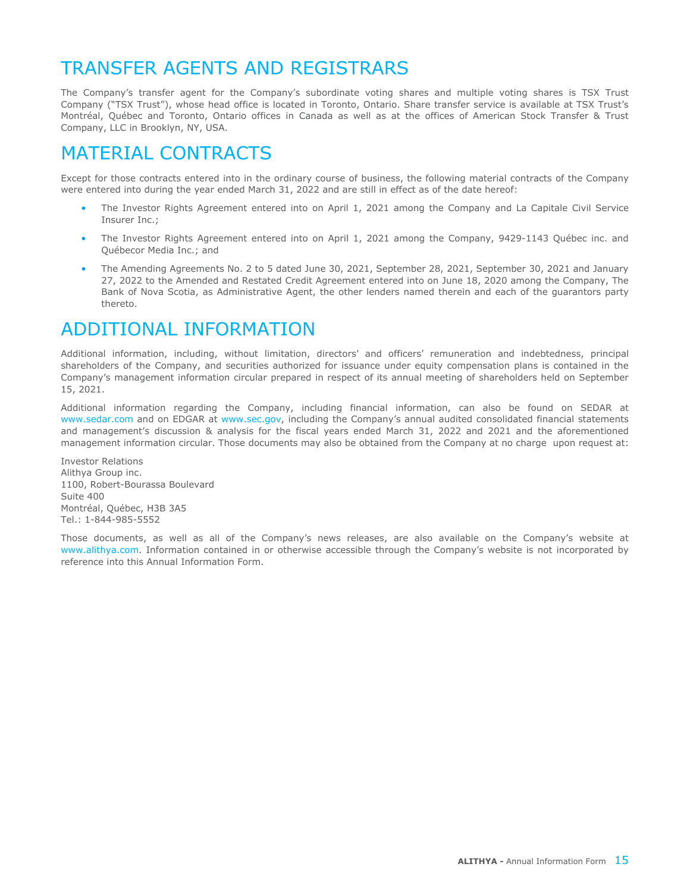# TRANSFER AGENTS AND REGISTRARS

The Company's transfer agent for the Company's subordinate voting shares and multiple voting shares is TSX Trust Company ("TSX Trust"), whose head office is located in Toronto, Ontario. Share transfer service is available at TSX Trust's Montréal, Québec and Toronto, Ontario offices in Canada as well as at the offices of American Stock Transfer & Trust Company, LLC in Brooklyn, NY, USA.

# MATERIAL CONTRACTS

Except for those contracts entered into in the ordinary course of business, the following material contracts of the Company were entered into during the year ended March 31, 2022 and are still in effect as of the date hereof:

- The Investor Rights Agreement entered into on April 1, 2021 among the Company and La Capitale Civil Service Insurer Inc.;
- The Investor Rights Agreement entered into on April 1, 2021 among the Company, 9429-1143 Québec inc. and Québecor Media Inc.; and
- The Amending Agreements No. 2 to 5 dated June 30, 2021, September 28, 2021, September 30, 2021 and January 27, 2022 to the Amended and Restated Credit Agreement entered into on June 18, 2020 among the Company, The Bank of Nova Scotia, as Administrative Agent, the other lenders named therein and each of the guarantors party thereto.

# ADDITIONAL INFORMATION

Additional information, including, without limitation, directors' and officers' remuneration and indebtedness, principal shareholders of the Company, and securities authorized for issuance under equity compensation plans is contained in the Company's management information circular prepared in respect of its annual meeting of shareholders held on September 15, 2021.

Additional information regarding the Company, including financial information, can also be found on SEDAR at www.sedar.com and on EDGAR at www.sec.gov, including the Company's annual audited consolidated financial statements and management's discussion & analysis for the fiscal years ended March 31, 2022 and 2021 and the aforementioned management information circular. Those documents may also be obtained from the Company at no charge upon request at:

Investor Relations
Alithya Group inc.
1100, Robert-Bourassa Boulevard
Suite 400
Montréal, Québec, H3B 3A5
Tel.: 1-844-985-5552

Those documents, as well as all of the Company's news releases, are also available on the Company's website at www.alithya.com. Information contained in or otherwise accessible through the Company's website is not incorporated by reference into this Annual Information Form.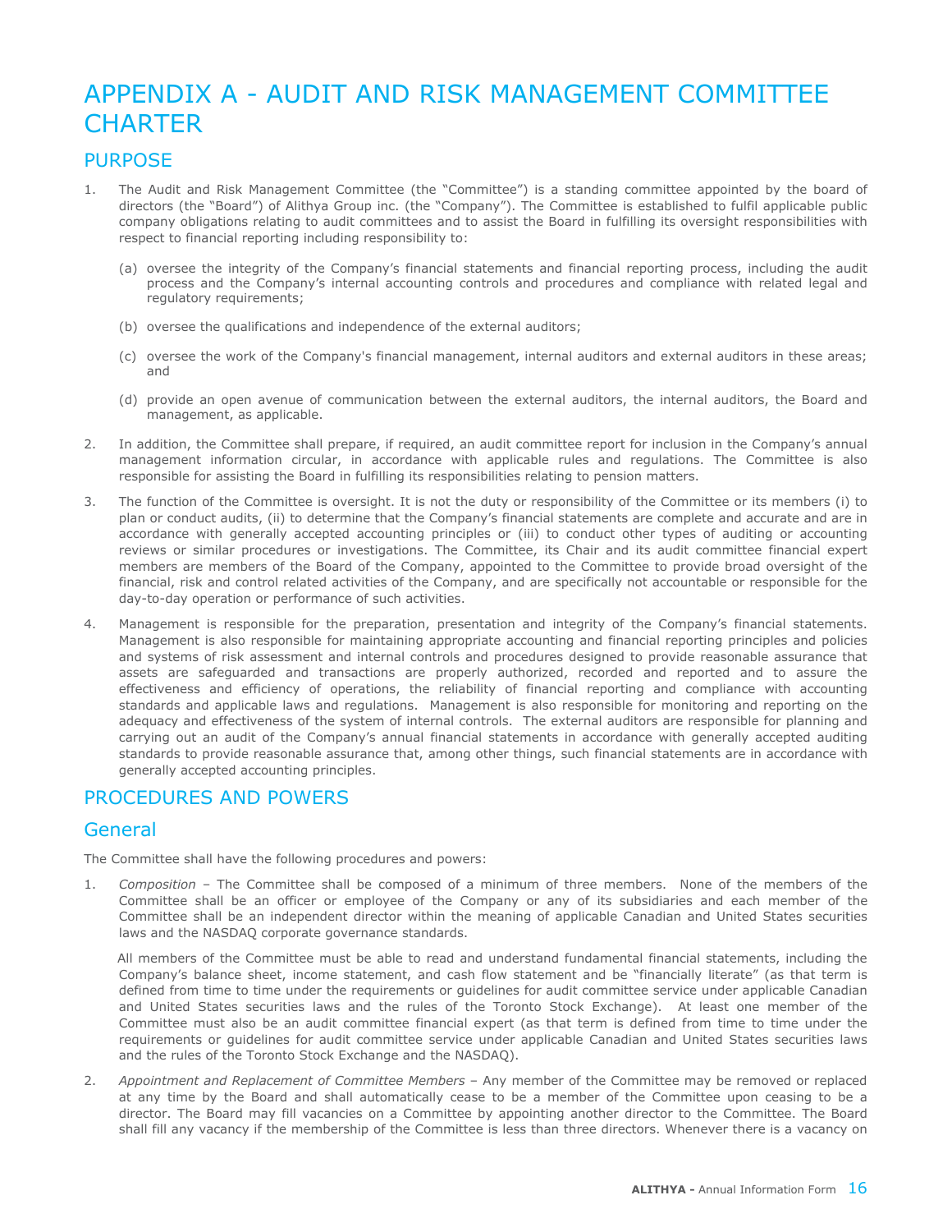# APPENDIX A - AUDIT AND RISK MANAGEMENT COMMITTEE CHARTER

## PURPOSE

1. The Audit and Risk Management Committee (the "Committee") is a standing committee appointed by the board of directors (the "Board") of Alithya Group inc. (the "Company"). The Committee is established to fulfil applicable public company obligations relating to audit committees and to assist the Board in fulfilling its oversight responsibilities with respect to financial reporting including responsibility to:

   (a) oversee the integrity of the Company's financial statements and financial reporting process, including the audit process and the Company's internal accounting controls and procedures and compliance with related legal and regulatory requirements;

   (b) oversee the qualifications and independence of the external auditors;

   (c) oversee the work of the Company's financial management, internal auditors and external auditors in these areas; and

   (d) provide an open avenue of communication between the external auditors, the internal auditors, the Board and management, as applicable.

2. In addition, the Committee shall prepare, if required, an audit committee report for inclusion in the Company's annual management information circular, in accordance with applicable rules and regulations. The Committee is also responsible for assisting the Board in fulfilling its responsibilities relating to pension matters.

3. The function of the Committee is oversight. It is not the duty or responsibility of the Committee or its members (i) to plan or conduct audits, (ii) to determine that the Company's financial statements are complete and accurate and are in accordance with generally accepted accounting principles or (iii) to conduct other types of auditing or accounting reviews or similar procedures or investigations. The Committee, its Chair and its audit committee financial expert members are members of the Board of the Company, appointed to the Committee to provide broad oversight of the financial, risk and control related activities of the Company, and are specifically not accountable or responsible for the day-to-day operation or performance of such activities.

4. Management is responsible for the preparation, presentation and integrity of the Company's financial statements. Management is also responsible for maintaining appropriate accounting and financial reporting principles and policies and systems of risk assessment and internal controls and procedures designed to provide reasonable assurance that assets are safeguarded and transactions are properly authorized, recorded and reported and to assure the effectiveness and efficiency of operations, the reliability of financial reporting and compliance with accounting standards and applicable laws and regulations. Management is also responsible for monitoring and reporting on the adequacy and effectiveness of the system of internal controls. The external auditors are responsible for planning and carrying out an audit of the Company's annual financial statements in accordance with generally accepted auditing standards to provide reasonable assurance that, among other things, such financial statements are in accordance with generally accepted accounting principles.

## PROCEDURES AND POWERS

### General

The Committee shall have the following procedures and powers:

1. *Composition* – The Committee shall be composed of a minimum of three members. None of the members of the Committee shall be an officer or employee of the Company or any of its subsidiaries and each member of the Committee shall be an independent director within the meaning of applicable Canadian and United States securities laws and the NASDAQ corporate governance standards.

   All members of the Committee must be able to read and understand fundamental financial statements, including the Company's balance sheet, income statement, and cash flow statement and be "financially literate" (as that term is defined from time to time under the requirements or guidelines for audit committee service under applicable Canadian and United States securities laws and the rules of the Toronto Stock Exchange). At least one member of the Committee must also be an audit committee financial expert (as that term is defined from time to time under the requirements or guidelines for audit committee service under applicable Canadian and United States securities laws and the rules of the Toronto Stock Exchange and the NASDAQ).

2. *Appointment and Replacement of Committee Members* – Any member of the Committee may be removed or replaced at any time by the Board and shall automatically cease to be a member of the Committee upon ceasing to be a director. The Board may fill vacancies on a Committee by appointing another director to the Committee. The Board shall fill any vacancy if the membership of the Committee is less than three directors. Whenever there is a vacancy on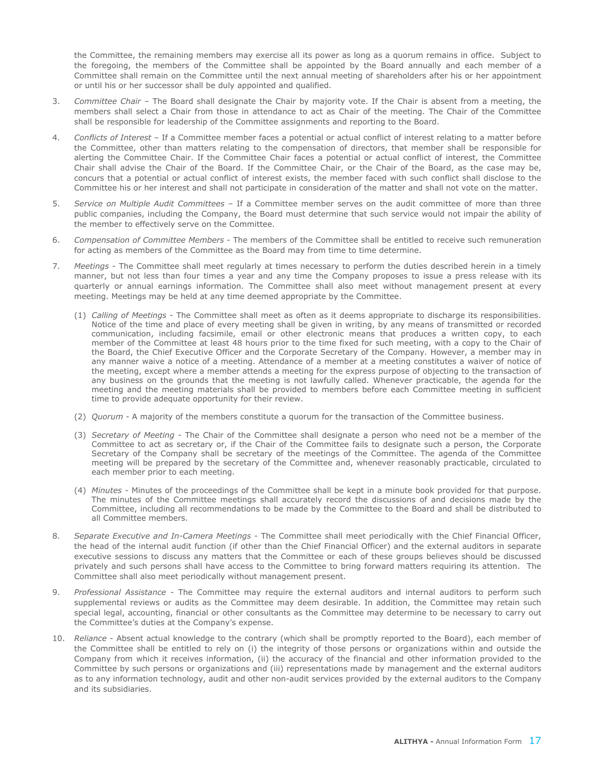the Committee, the remaining members may exercise all its power as long as a quorum remains in office. Subject to the foregoing, the members of the Committee shall be appointed by the Board annually and each member of a Committee shall remain on the Committee until the next annual meeting of shareholders after his or her appointment or until his or her successor shall be duly appointed and qualified.

3. *Committee Chair* – The Board shall designate the Chair by majority vote. If the Chair is absent from a meeting, the members shall select a Chair from those in attendance to act as Chair of the meeting. The Chair of the Committee shall be responsible for leadership of the Committee assignments and reporting to the Board.

4. *Conflicts of Interest* – If a Committee member faces a potential or actual conflict of interest relating to a matter before the Committee, other than matters relating to the compensation of directors, that member shall be responsible for alerting the Committee Chair. If the Committee Chair faces a potential or actual conflict of interest, the Committee Chair shall advise the Chair of the Board. If the Committee Chair, or the Chair of the Board, as the case may be, concurs that a potential or actual conflict of interest exists, the member faced with such conflict shall disclose to the Committee his or her interest and shall not participate in consideration of the matter and shall not vote on the matter.

5. *Service on Multiple Audit Committees* – If a Committee member serves on the audit committee of more than three public companies, including the Company, the Board must determine that such service would not impair the ability of the member to effectively serve on the Committee.

6. *Compensation of Committee Members* - The members of the Committee shall be entitled to receive such remuneration for acting as members of the Committee as the Board may from time to time determine.

7. *Meetings* - The Committee shall meet regularly at times necessary to perform the duties described herein in a timely manner, but not less than four times a year and any time the Company proposes to issue a press release with its quarterly or annual earnings information. The Committee shall also meet without management present at every meeting. Meetings may be held at any time deemed appropriate by the Committee.

   (1) *Calling of Meetings* - The Committee shall meet as often as it deems appropriate to discharge its responsibilities. Notice of the time and place of every meeting shall be given in writing, by any means of transmitted or recorded communication, including facsimile, email or other electronic means that produces a written copy, to each member of the Committee at least 48 hours prior to the time fixed for such meeting, with a copy to the Chair of the Board, the Chief Executive Officer and the Corporate Secretary of the Company. However, a member may in any manner waive a notice of a meeting. Attendance of a member at a meeting constitutes a waiver of notice of the meeting, except where a member attends a meeting for the express purpose of objecting to the transaction of any business on the grounds that the meeting is not lawfully called. Whenever practicable, the agenda for the meeting and the meeting materials shall be provided to members before each Committee meeting in sufficient time to provide adequate opportunity for their review.

   (2) *Quorum* - A majority of the members constitute a quorum for the transaction of the Committee business.

   (3) *Secretary of Meeting* - The Chair of the Committee shall designate a person who need not be a member of the Committee to act as secretary or, if the Chair of the Committee fails to designate such a person, the Corporate Secretary of the Company shall be secretary of the meetings of the Committee. The agenda of the Committee meeting will be prepared by the secretary of the Committee and, whenever reasonably practicable, circulated to each member prior to each meeting.

   (4) *Minutes* - Minutes of the proceedings of the Committee shall be kept in a minute book provided for that purpose. The minutes of the Committee meetings shall accurately record the discussions of and decisions made by the Committee, including all recommendations to be made by the Committee to the Board and shall be distributed to all Committee members.

8. *Separate Executive and In-Camera Meetings* - The Committee shall meet periodically with the Chief Financial Officer, the head of the internal audit function (if other than the Chief Financial Officer) and the external auditors in separate executive sessions to discuss any matters that the Committee or each of these groups believes should be discussed privately and such persons shall have access to the Committee to bring forward matters requiring its attention. The Committee shall also meet periodically without management present.

9. *Professional Assistance* - The Committee may require the external auditors and internal auditors to perform such supplemental reviews or audits as the Committee may deem desirable. In addition, the Committee may retain such special legal, accounting, financial or other consultants as the Committee may determine to be necessary to carry out the Committee's duties at the Company's expense.

10. *Reliance* - Absent actual knowledge to the contrary (which shall be promptly reported to the Board), each member of the Committee shall be entitled to rely on (i) the integrity of those persons or organizations within and outside the Company from which it receives information, (ii) the accuracy of the financial and other information provided to the Committee by such persons or organizations and (iii) representations made by management and the external auditors as to any information technology, audit and other non-audit services provided by the external auditors to the Company and its subsidiaries.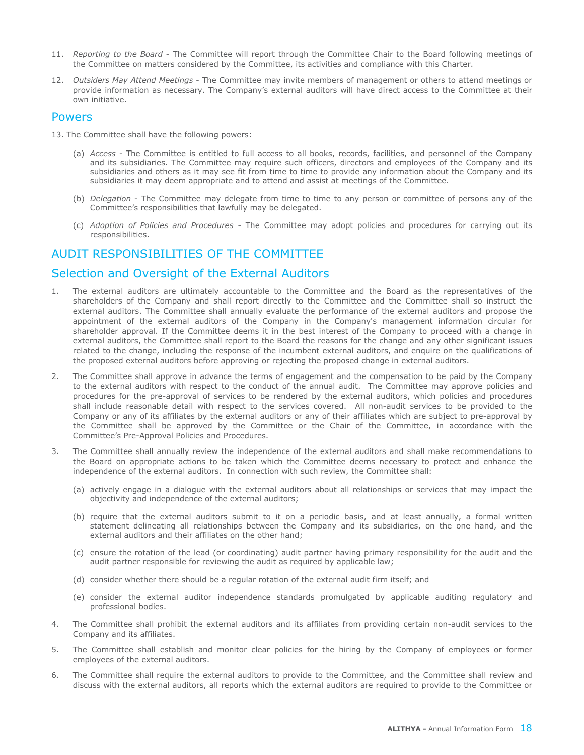11. *Reporting to the Board* - The Committee will report through the Committee Chair to the Board following meetings of the Committee on matters considered by the Committee, its activities and compliance with this Charter.

12. *Outsiders May Attend Meetings* - The Committee may invite members of management or others to attend meetings or provide information as necessary. The Company's external auditors will have direct access to the Committee at their own initiative.

## Powers

13. The Committee shall have the following powers:

 (a) *Access* - The Committee is entitled to full access to all books, records, facilities, and personnel of the Company and its subsidiaries. The Committee may require such officers, directors and employees of the Company and its subsidiaries and others as it may see fit from time to time to provide any information about the Company and its subsidiaries it may deem appropriate and to attend and assist at meetings of the Committee.

 (b) *Delegation* - The Committee may delegate from time to time to any person or committee of persons any of the Committee's responsibilities that lawfully may be delegated.

 (c) *Adoption of Policies and Procedures* - The Committee may adopt policies and procedures for carrying out its responsibilities.

# AUDIT RESPONSIBILITIES OF THE COMMITTEE

## Selection and Oversight of the External Auditors

1. The external auditors are ultimately accountable to the Committee and the Board as the representatives of the shareholders of the Company and shall report directly to the Committee and the Committee shall so instruct the external auditors. The Committee shall annually evaluate the performance of the external auditors and propose the appointment of the external auditors of the Company in the Company's management information circular for shareholder approval. If the Committee deems it in the best interest of the Company to proceed with a change in external auditors, the Committee shall report to the Board the reasons for the change and any other significant issues related to the change, including the response of the incumbent external auditors, and enquire on the qualifications of the proposed external auditors before approving or rejecting the proposed change in external auditors.

2. The Committee shall approve in advance the terms of engagement and the compensation to be paid by the Company to the external auditors with respect to the conduct of the annual audit. The Committee may approve policies and procedures for the pre-approval of services to be rendered by the external auditors, which policies and procedures shall include reasonable detail with respect to the services covered. All non-audit services to be provided to the Company or any of its affiliates by the external auditors or any of their affiliates which are subject to pre-approval by the Committee shall be approved by the Committee or the Chair of the Committee, in accordance with the Committee's Pre-Approval Policies and Procedures.

3. The Committee shall annually review the independence of the external auditors and shall make recommendations to the Board on appropriate actions to be taken which the Committee deems necessary to protect and enhance the independence of the external auditors. In connection with such review, the Committee shall:

 (a) actively engage in a dialogue with the external auditors about all relationships or services that may impact the objectivity and independence of the external auditors;

 (b) require that the external auditors submit to it on a periodic basis, and at least annually, a formal written statement delineating all relationships between the Company and its subsidiaries, on the one hand, and the external auditors and their affiliates on the other hand;

 (c) ensure the rotation of the lead (or coordinating) audit partner having primary responsibility for the audit and the audit partner responsible for reviewing the audit as required by applicable law;

 (d) consider whether there should be a regular rotation of the external audit firm itself; and

 (e) consider the external auditor independence standards promulgated by applicable auditing regulatory and professional bodies.

4. The Committee shall prohibit the external auditors and its affiliates from providing certain non-audit services to the Company and its affiliates.

5. The Committee shall establish and monitor clear policies for the hiring by the Company of employees or former employees of the external auditors.

6. The Committee shall require the external auditors to provide to the Committee, and the Committee shall review and discuss with the external auditors, all reports which the external auditors are required to provide to the Committee or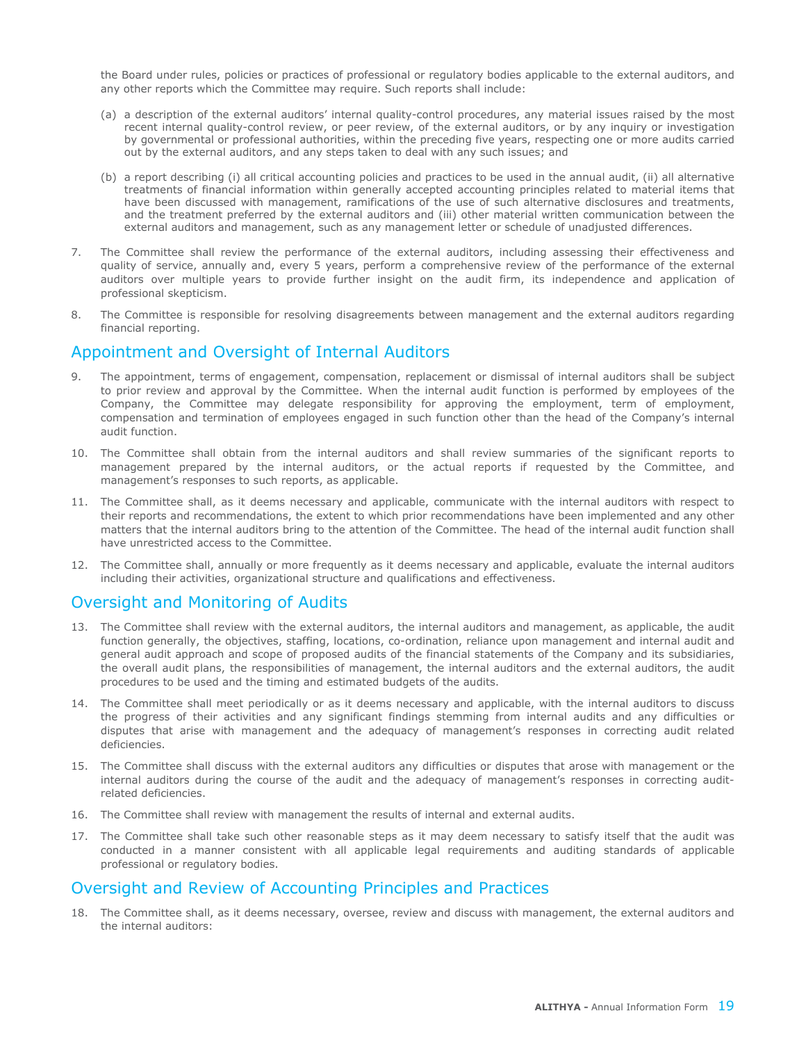the Board under rules, policies or practices of professional or regulatory bodies applicable to the external auditors, and any other reports which the Committee may require. Such reports shall include:

(a) a description of the external auditors' internal quality-control procedures, any material issues raised by the most recent internal quality-control review, or peer review, of the external auditors, or by any inquiry or investigation by governmental or professional authorities, within the preceding five years, respecting one or more audits carried out by the external auditors, and any steps taken to deal with any such issues; and

(b) a report describing (i) all critical accounting policies and practices to be used in the annual audit, (ii) all alternative treatments of financial information within generally accepted accounting principles related to material items that have been discussed with management, ramifications of the use of such alternative disclosures and treatments, and the treatment preferred by the external auditors and (iii) other material written communication between the external auditors and management, such as any management letter or schedule of unadjusted differences.

7. The Committee shall review the performance of the external auditors, including assessing their effectiveness and quality of service, annually and, every 5 years, perform a comprehensive review of the performance of the external auditors over multiple years to provide further insight on the audit firm, its independence and application of professional skepticism.

8. The Committee is responsible for resolving disagreements between management and the external auditors regarding financial reporting.

## Appointment and Oversight of Internal Auditors

9. The appointment, terms of engagement, compensation, replacement or dismissal of internal auditors shall be subject to prior review and approval by the Committee. When the internal audit function is performed by employees of the Company, the Committee may delegate responsibility for approving the employment, term of employment, compensation and termination of employees engaged in such function other than the head of the Company's internal audit function.

10. The Committee shall obtain from the internal auditors and shall review summaries of the significant reports to management prepared by the internal auditors, or the actual reports if requested by the Committee, and management's responses to such reports, as applicable.

11. The Committee shall, as it deems necessary and applicable, communicate with the internal auditors with respect to their reports and recommendations, the extent to which prior recommendations have been implemented and any other matters that the internal auditors bring to the attention of the Committee. The head of the internal audit function shall have unrestricted access to the Committee.

12. The Committee shall, annually or more frequently as it deems necessary and applicable, evaluate the internal auditors including their activities, organizational structure and qualifications and effectiveness.

## Oversight and Monitoring of Audits

13. The Committee shall review with the external auditors, the internal auditors and management, as applicable, the audit function generally, the objectives, staffing, locations, co-ordination, reliance upon management and internal audit and general audit approach and scope of proposed audits of the financial statements of the Company and its subsidiaries, the overall audit plans, the responsibilities of management, the internal auditors and the external auditors, the audit procedures to be used and the timing and estimated budgets of the audits.

14. The Committee shall meet periodically or as it deems necessary and applicable, with the internal auditors to discuss the progress of their activities and any significant findings stemming from internal audits and any difficulties or disputes that arise with management and the adequacy of management's responses in correcting audit related deficiencies.

15. The Committee shall discuss with the external auditors any difficulties or disputes that arose with management or the internal auditors during the course of the audit and the adequacy of management's responses in correcting audit-related deficiencies.

16. The Committee shall review with management the results of internal and external audits.

17. The Committee shall take such other reasonable steps as it may deem necessary to satisfy itself that the audit was conducted in a manner consistent with all applicable legal requirements and auditing standards of applicable professional or regulatory bodies.

## Oversight and Review of Accounting Principles and Practices

18. The Committee shall, as it deems necessary, oversee, review and discuss with management, the external auditors and the internal auditors: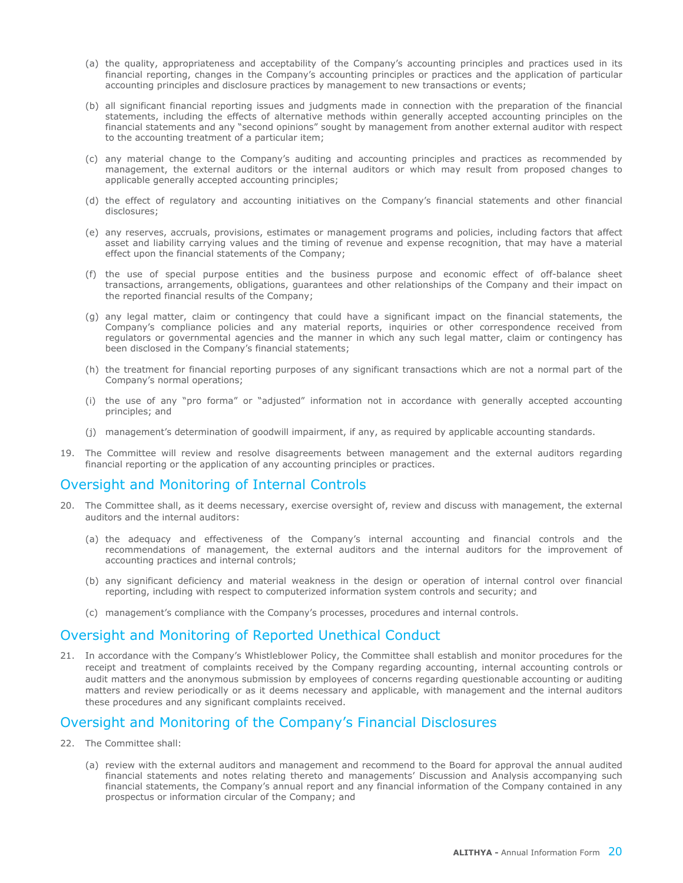(a) the quality, appropriateness and acceptability of the Company's accounting principles and practices used in its financial reporting, changes in the Company's accounting principles or practices and the application of particular accounting principles and disclosure practices by management to new transactions or events;

(b) all significant financial reporting issues and judgments made in connection with the preparation of the financial statements, including the effects of alternative methods within generally accepted accounting principles on the financial statements and any "second opinions" sought by management from another external auditor with respect to the accounting treatment of a particular item;

(c) any material change to the Company's auditing and accounting principles and practices as recommended by management, the external auditors or the internal auditors or which may result from proposed changes to applicable generally accepted accounting principles;

(d) the effect of regulatory and accounting initiatives on the Company's financial statements and other financial disclosures;

(e) any reserves, accruals, provisions, estimates or management programs and policies, including factors that affect asset and liability carrying values and the timing of revenue and expense recognition, that may have a material effect upon the financial statements of the Company;

(f) the use of special purpose entities and the business purpose and economic effect of off-balance sheet transactions, arrangements, obligations, guarantees and other relationships of the Company and their impact on the reported financial results of the Company;

(g) any legal matter, claim or contingency that could have a significant impact on the financial statements, the Company's compliance policies and any material reports, inquiries or other correspondence received from regulators or governmental agencies and the manner in which any such legal matter, claim or contingency has been disclosed in the Company's financial statements;

(h) the treatment for financial reporting purposes of any significant transactions which are not a normal part of the Company's normal operations;

(i) the use of any "pro forma" or "adjusted" information not in accordance with generally accepted accounting principles; and

(j) management's determination of goodwill impairment, if any, as required by applicable accounting standards.

19. The Committee will review and resolve disagreements between management and the external auditors regarding financial reporting or the application of any accounting principles or practices.

## Oversight and Monitoring of Internal Controls

20. The Committee shall, as it deems necessary, exercise oversight of, review and discuss with management, the external auditors and the internal auditors:

    (a) the adequacy and effectiveness of the Company's internal accounting and financial controls and the recommendations of management, the external auditors and the internal auditors for the improvement of accounting practices and internal controls;

    (b) any significant deficiency and material weakness in the design or operation of internal control over financial reporting, including with respect to computerized information system controls and security; and

    (c) management's compliance with the Company's processes, procedures and internal controls.

## Oversight and Monitoring of Reported Unethical Conduct

21. In accordance with the Company's Whistleblower Policy, the Committee shall establish and monitor procedures for the receipt and treatment of complaints received by the Company regarding accounting, internal accounting controls or audit matters and the anonymous submission by employees of concerns regarding questionable accounting or auditing matters and review periodically or as it deems necessary and applicable, with management and the internal auditors these procedures and any significant complaints received.

## Oversight and Monitoring of the Company's Financial Disclosures

22. The Committee shall:

    (a) review with the external auditors and management and recommend to the Board for approval the annual audited financial statements and notes relating thereto and managements' Discussion and Analysis accompanying such financial statements, the Company's annual report and any financial information of the Company contained in any prospectus or information circular of the Company; and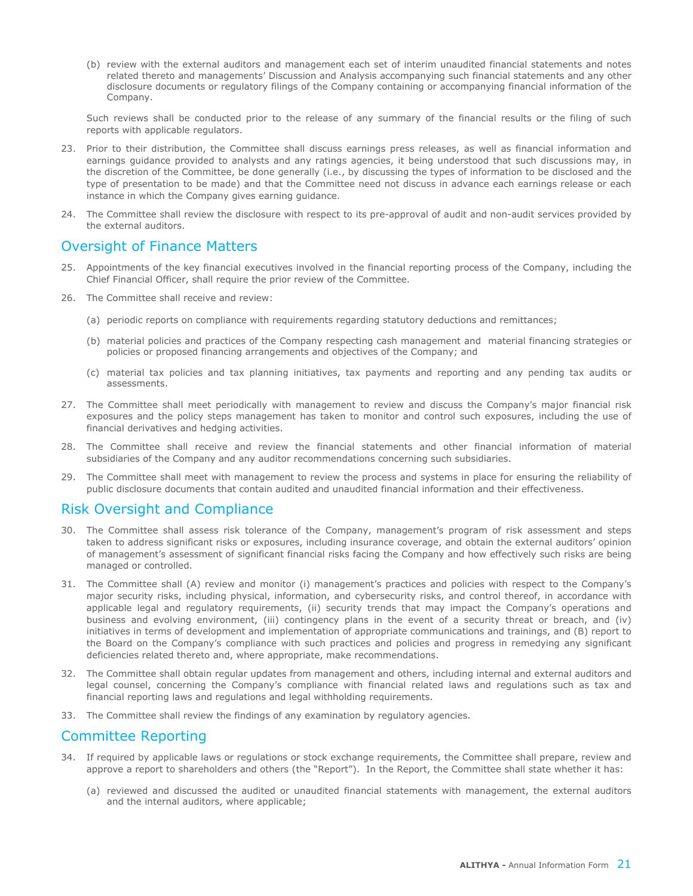(b) review with the external auditors and management each set of interim unaudited financial statements and notes related thereto and managements' Discussion and Analysis accompanying such financial statements and any other disclosure documents or regulatory filings of the Company containing or accompanying financial information of the Company.

Such reviews shall be conducted prior to the release of any summary of the financial results or the filing of such reports with applicable regulators.

23. Prior to their distribution, the Committee shall discuss earnings press releases, as well as financial information and earnings guidance provided to analysts and any ratings agencies, it being understood that such discussions may, in the discretion of the Committee, be done generally (i.e., by discussing the types of information to be disclosed and the type of presentation to be made) and that the Committee need not discuss in advance each earnings release or each instance in which the Company gives earning guidance.

24. The Committee shall review the disclosure with respect to its pre-approval of audit and non-audit services provided by the external auditors.

## Oversight of Finance Matters

25. Appointments of the key financial executives involved in the financial reporting process of the Company, including the Chief Financial Officer, shall require the prior review of the Committee.

26. The Committee shall receive and review:

    (a) periodic reports on compliance with requirements regarding statutory deductions and remittances;

    (b) material policies and practices of the Company respecting cash management and material financing strategies or policies or proposed financing arrangements and objectives of the Company; and

    (c) material tax policies and tax planning initiatives, tax payments and reporting and any pending tax audits or assessments.

27. The Committee shall meet periodically with management to review and discuss the Company's major financial risk exposures and the policy steps management has taken to monitor and control such exposures, including the use of financial derivatives and hedging activities.

28. The Committee shall receive and review the financial statements and other financial information of material subsidiaries of the Company and any auditor recommendations concerning such subsidiaries.

29. The Committee shall meet with management to review the process and systems in place for ensuring the reliability of public disclosure documents that contain audited and unaudited financial information and their effectiveness.

## Risk Oversight and Compliance

30. The Committee shall assess risk tolerance of the Company, management's program of risk assessment and steps taken to address significant risks or exposures, including insurance coverage, and obtain the external auditors' opinion of management's assessment of significant financial risks facing the Company and how effectively such risks are being managed or controlled.

31. The Committee shall (A) review and monitor (i) management's practices and policies with respect to the Company's major security risks, including physical, information, and cybersecurity risks, and control thereof, in accordance with applicable legal and regulatory requirements, (ii) security trends that may impact the Company's operations and business and evolving environment, (iii) contingency plans in the event of a security threat or breach, and (iv) initiatives in terms of development and implementation of appropriate communications and trainings, and (B) report to the Board on the Company's compliance with such practices and policies and progress in remedying any significant deficiencies related thereto and, where appropriate, make recommendations.

32. The Committee shall obtain regular updates from management and others, including internal and external auditors and legal counsel, concerning the Company's compliance with financial related laws and regulations such as tax and financial reporting laws and regulations and legal withholding requirements.

33. The Committee shall review the findings of any examination by regulatory agencies.

## Committee Reporting

34. If required by applicable laws or regulations or stock exchange requirements, the Committee shall prepare, review and approve a report to shareholders and others (the "Report"). In the Report, the Committee shall state whether it has:

    (a) reviewed and discussed the audited or unaudited financial statements with management, the external auditors and the internal auditors, where applicable;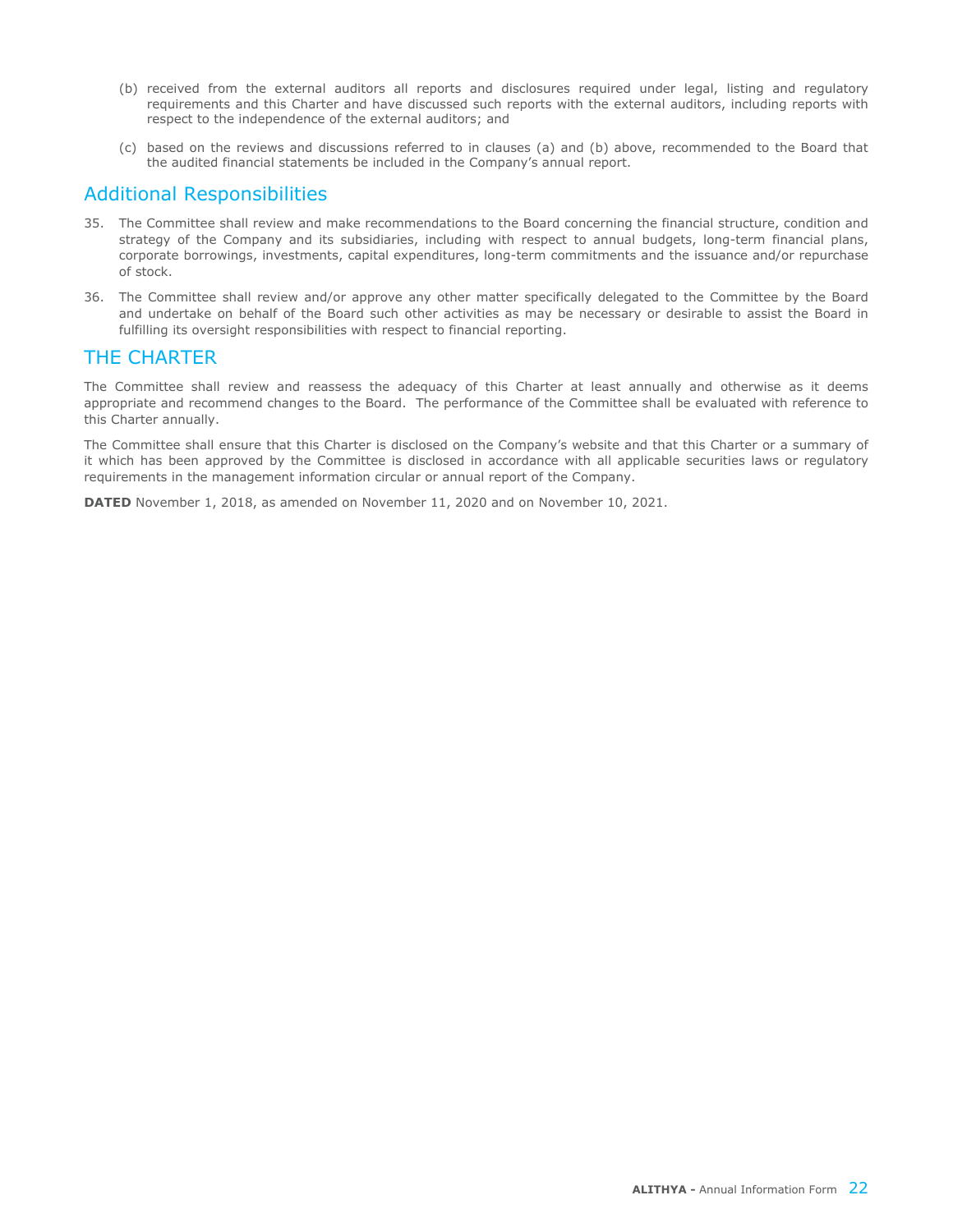(b) received from the external auditors all reports and disclosures required under legal, listing and regulatory requirements and this Charter and have discussed such reports with the external auditors, including reports with respect to the independence of the external auditors; and

(c) based on the reviews and discussions referred to in clauses (a) and (b) above, recommended to the Board that the audited financial statements be included in the Company's annual report.

## Additional Responsibilities

35. The Committee shall review and make recommendations to the Board concerning the financial structure, condition and strategy of the Company and its subsidiaries, including with respect to annual budgets, long-term financial plans, corporate borrowings, investments, capital expenditures, long-term commitments and the issuance and/or repurchase of stock.

36. The Committee shall review and/or approve any other matter specifically delegated to the Committee by the Board and undertake on behalf of the Board such other activities as may be necessary or desirable to assist the Board in fulfilling its oversight responsibilities with respect to financial reporting.

## THE CHARTER

The Committee shall review and reassess the adequacy of this Charter at least annually and otherwise as it deems appropriate and recommend changes to the Board. The performance of the Committee shall be evaluated with reference to this Charter annually.

The Committee shall ensure that this Charter is disclosed on the Company's website and that this Charter or a summary of it which has been approved by the Committee is disclosed in accordance with all applicable securities laws or regulatory requirements in the management information circular or annual report of the Company.

**DATED** November 1, 2018, as amended on November 11, 2020 and on November 10, 2021.